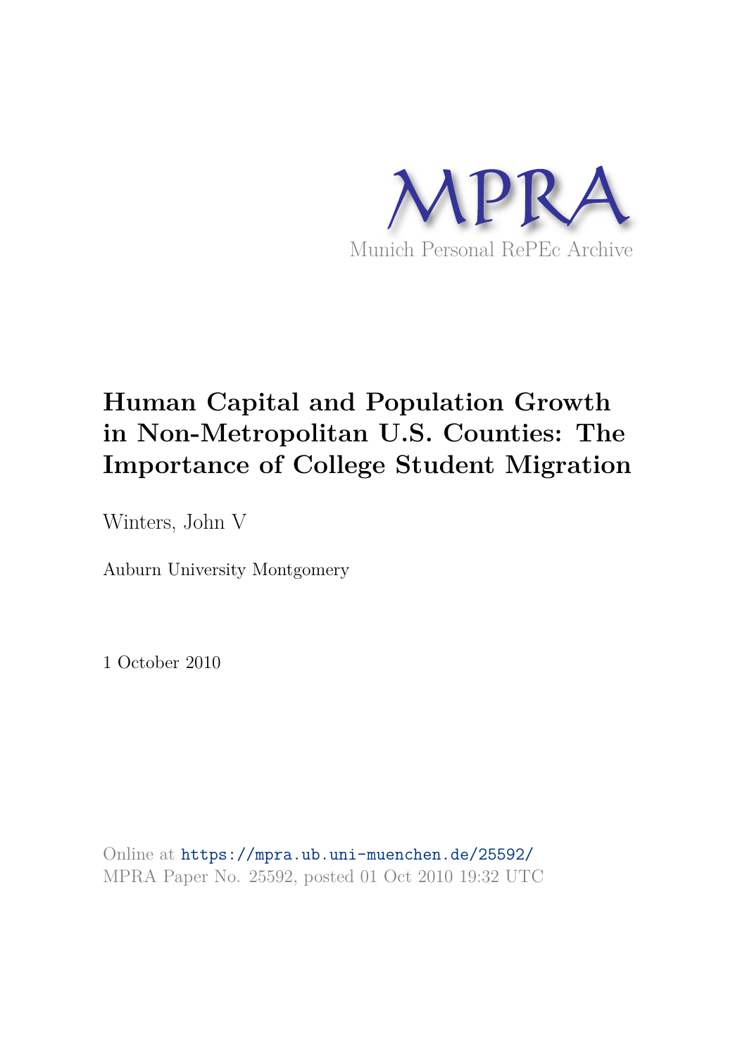MPRA

Munich Personal RePEc Archive

# Human Capital and Population Growth in Non-Metropolitan U.S. Counties: The Importance of College Student Migration

Winters, John V

Auburn University Montgomery

1 October 2010

Online at https://mpra.ub.uni-muenchen.de/25592/
MPRA Paper No. 25592, posted 01 Oct 2010 19:32 UTC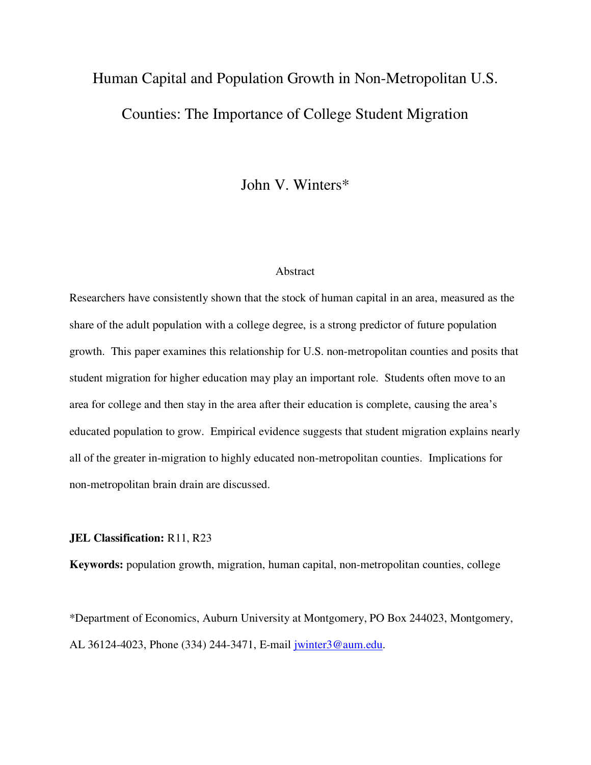# Human Capital and Population Growth in Non-Metropolitan U.S. Counties: The Importance of College Student Migration

John V. Winters*

## Abstract

Researchers have consistently shown that the stock of human capital in an area, measured as the share of the adult population with a college degree, is a strong predictor of future population growth. This paper examines this relationship for U.S. non-metropolitan counties and posits that student migration for higher education may play an important role. Students often move to an area for college and then stay in the area after their education is complete, causing the area's educated population to grow. Empirical evidence suggests that student migration explains nearly all of the greater in-migration to highly educated non-metropolitan counties. Implications for non-metropolitan brain drain are discussed.

**JEL Classification:** R11, R23

**Keywords:** population growth, migration, human capital, non-metropolitan counties, college

*Department of Economics, Auburn University at Montgomery, PO Box 244023, Montgomery, AL 36124-4023, Phone (334) 244-3471, E-mail jwinter3@aum.edu.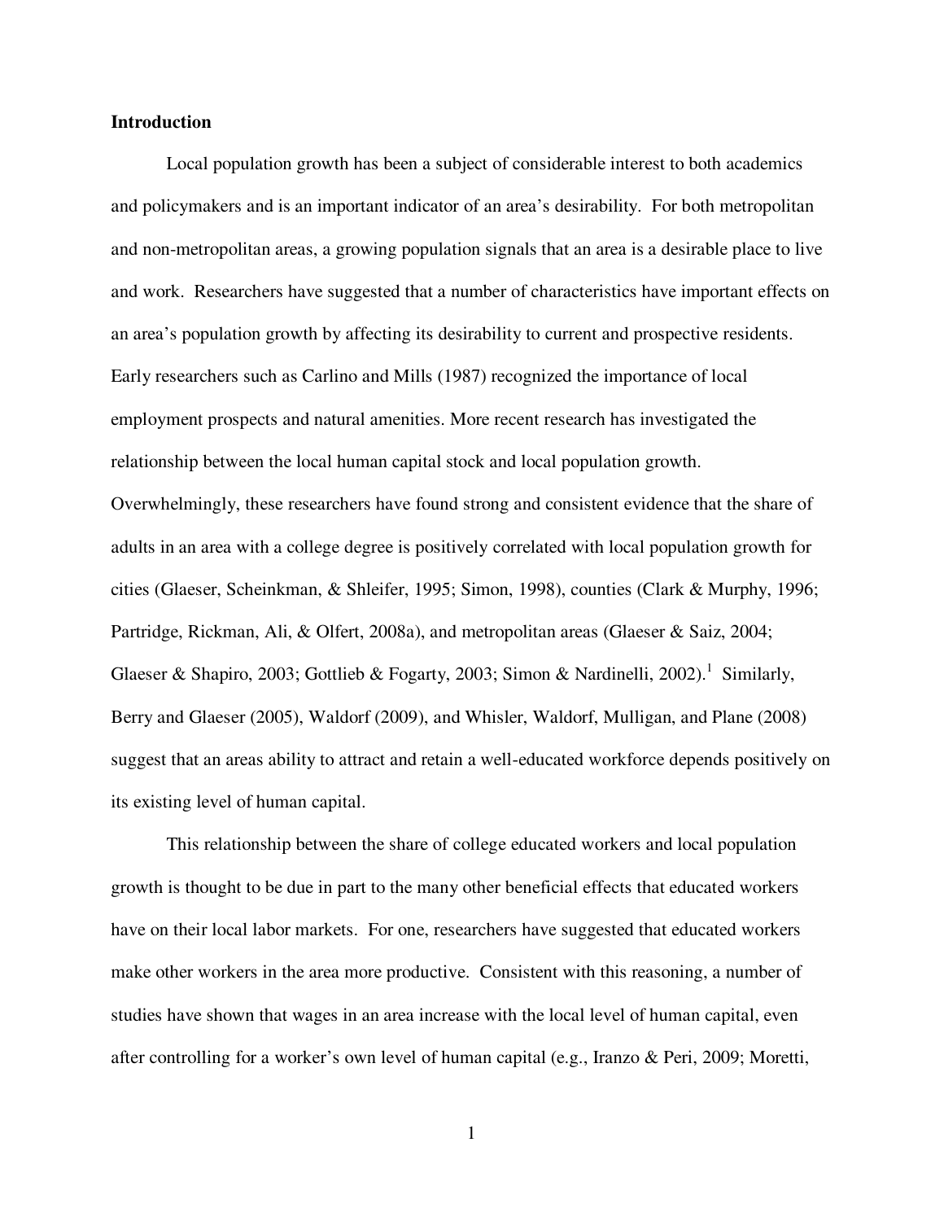**Introduction**

Local population growth has been a subject of considerable interest to both academics and policymakers and is an important indicator of an area's desirability. For both metropolitan and non-metropolitan areas, a growing population signals that an area is a desirable place to live and work. Researchers have suggested that a number of characteristics have important effects on an area's population growth by affecting its desirability to current and prospective residents. Early researchers such as Carlino and Mills (1987) recognized the importance of local employment prospects and natural amenities. More recent research has investigated the relationship between the local human capital stock and local population growth. Overwhelmingly, these researchers have found strong and consistent evidence that the share of adults in an area with a college degree is positively correlated with local population growth for cities (Glaeser, Scheinkman, & Shleifer, 1995; Simon, 1998), counties (Clark & Murphy, 1996; Partridge, Rickman, Ali, & Olfert, 2008a), and metropolitan areas (Glaeser & Saiz, 2004; Glaeser & Shapiro, 2003; Gottlieb & Fogarty, 2003; Simon & Nardinelli, 2002).[1] Similarly, Berry and Glaeser (2005), Waldorf (2009), and Whisler, Waldorf, Mulligan, and Plane (2008) suggest that an areas ability to attract and retain a well-educated workforce depends positively on its existing level of human capital.

This relationship between the share of college educated workers and local population growth is thought to be due in part to the many other beneficial effects that educated workers have on their local labor markets. For one, researchers have suggested that educated workers make other workers in the area more productive. Consistent with this reasoning, a number of studies have shown that wages in an area increase with the local level of human capital, even after controlling for a worker's own level of human capital (e.g., Iranzo & Peri, 2009; Moretti,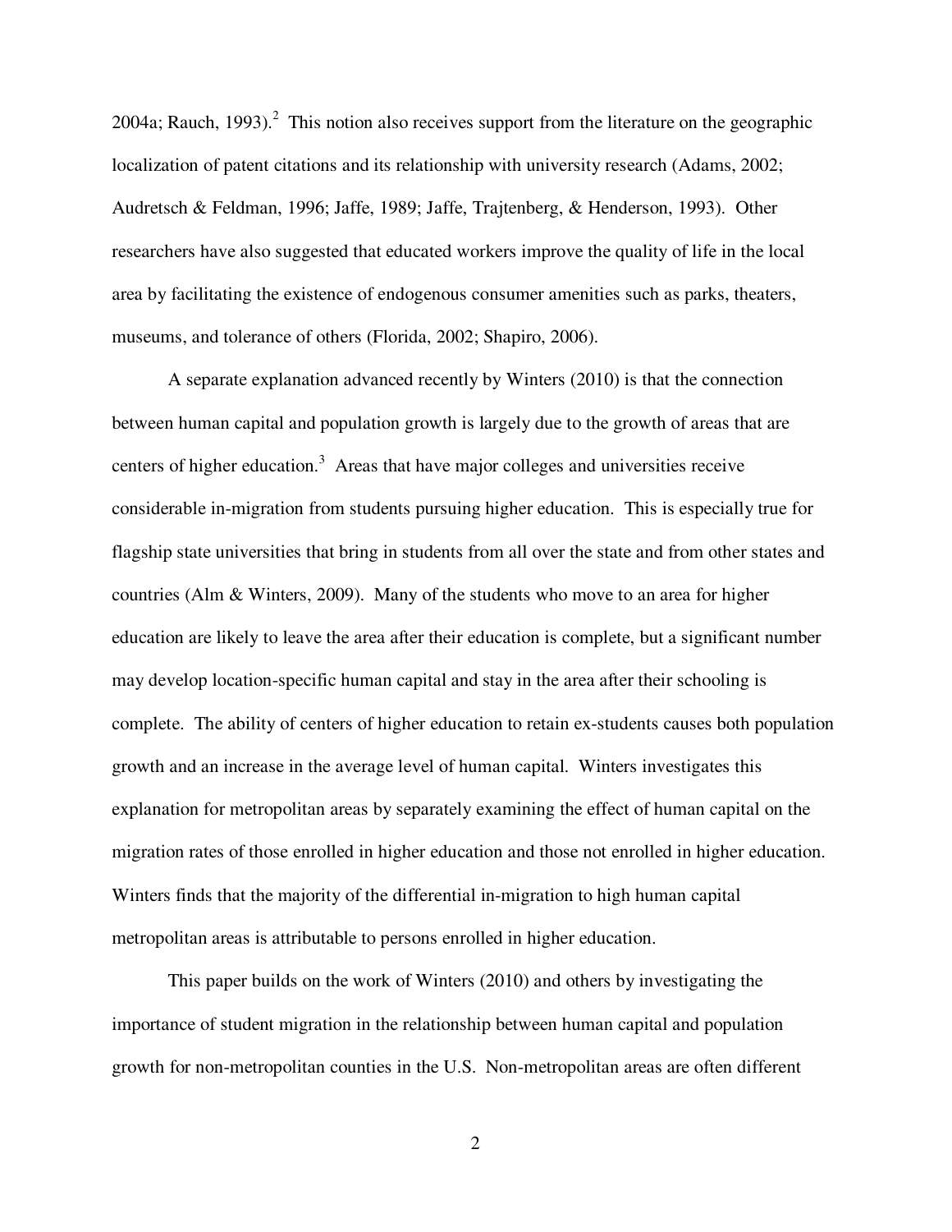2004a; Rauch, 1993).[2] This notion also receives support from the literature on the geographic localization of patent citations and its relationship with university research (Adams, 2002; Audretsch & Feldman, 1996; Jaffe, 1989; Jaffe, Trajtenberg, & Henderson, 1993). Other researchers have also suggested that educated workers improve the quality of life in the local area by facilitating the existence of endogenous consumer amenities such as parks, theaters, museums, and tolerance of others (Florida, 2002; Shapiro, 2006).

A separate explanation advanced recently by Winters (2010) is that the connection between human capital and population growth is largely due to the growth of areas that are centers of higher education.[3] Areas that have major colleges and universities receive considerable in-migration from students pursuing higher education. This is especially true for flagship state universities that bring in students from all over the state and from other states and countries (Alm & Winters, 2009). Many of the students who move to an area for higher education are likely to leave the area after their education is complete, but a significant number may develop location-specific human capital and stay in the area after their schooling is complete. The ability of centers of higher education to retain ex-students causes both population growth and an increase in the average level of human capital. Winters investigates this explanation for metropolitan areas by separately examining the effect of human capital on the migration rates of those enrolled in higher education and those not enrolled in higher education. Winters finds that the majority of the differential in-migration to high human capital metropolitan areas is attributable to persons enrolled in higher education.

This paper builds on the work of Winters (2010) and others by investigating the importance of student migration in the relationship between human capital and population growth for non-metropolitan counties in the U.S. Non-metropolitan areas are often different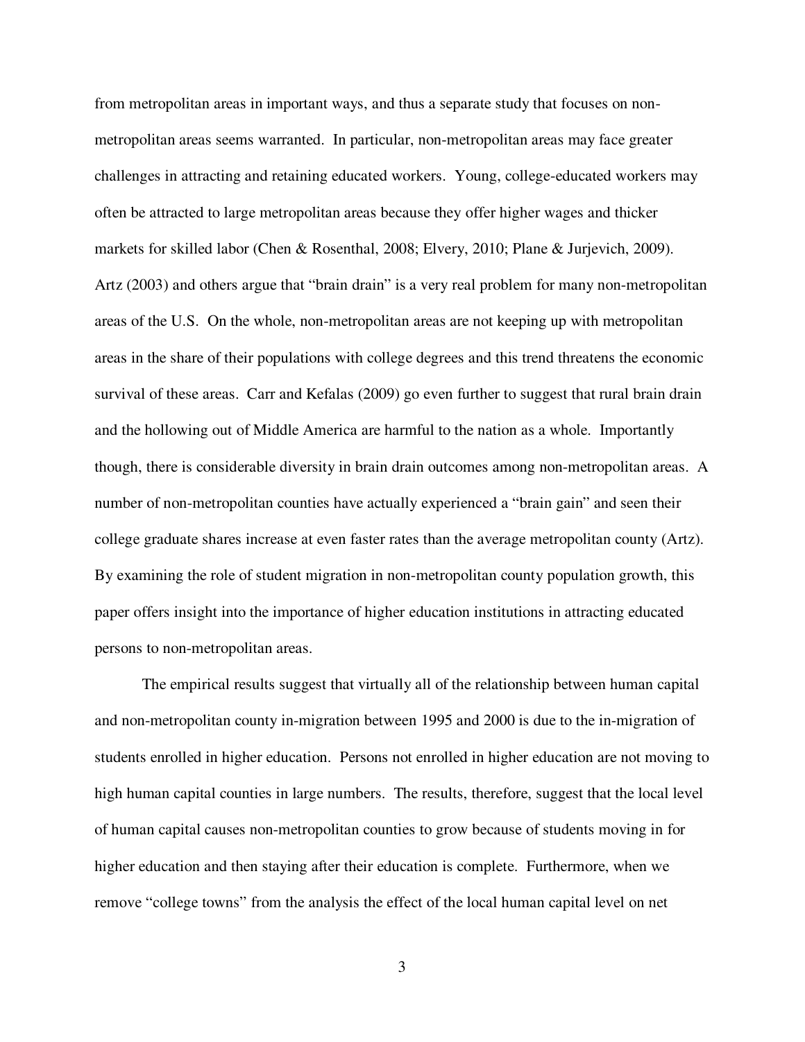from metropolitan areas in important ways, and thus a separate study that focuses on non-metropolitan areas seems warranted. In particular, non-metropolitan areas may face greater challenges in attracting and retaining educated workers. Young, college-educated workers may often be attracted to large metropolitan areas because they offer higher wages and thicker markets for skilled labor (Chen & Rosenthal, 2008; Elvery, 2010; Plane & Jurjevich, 2009). Artz (2003) and others argue that "brain drain" is a very real problem for many non-metropolitan areas of the U.S. On the whole, non-metropolitan areas are not keeping up with metropolitan areas in the share of their populations with college degrees and this trend threatens the economic survival of these areas. Carr and Kefalas (2009) go even further to suggest that rural brain drain and the hollowing out of Middle America are harmful to the nation as a whole. Importantly though, there is considerable diversity in brain drain outcomes among non-metropolitan areas. A number of non-metropolitan counties have actually experienced a "brain gain" and seen their college graduate shares increase at even faster rates than the average metropolitan county (Artz). By examining the role of student migration in non-metropolitan county population growth, this paper offers insight into the importance of higher education institutions in attracting educated persons to non-metropolitan areas.

The empirical results suggest that virtually all of the relationship between human capital and non-metropolitan county in-migration between 1995 and 2000 is due to the in-migration of students enrolled in higher education. Persons not enrolled in higher education are not moving to high human capital counties in large numbers. The results, therefore, suggest that the local level of human capital causes non-metropolitan counties to grow because of students moving in for higher education and then staying after their education is complete. Furthermore, when we remove "college towns" from the analysis the effect of the local human capital level on net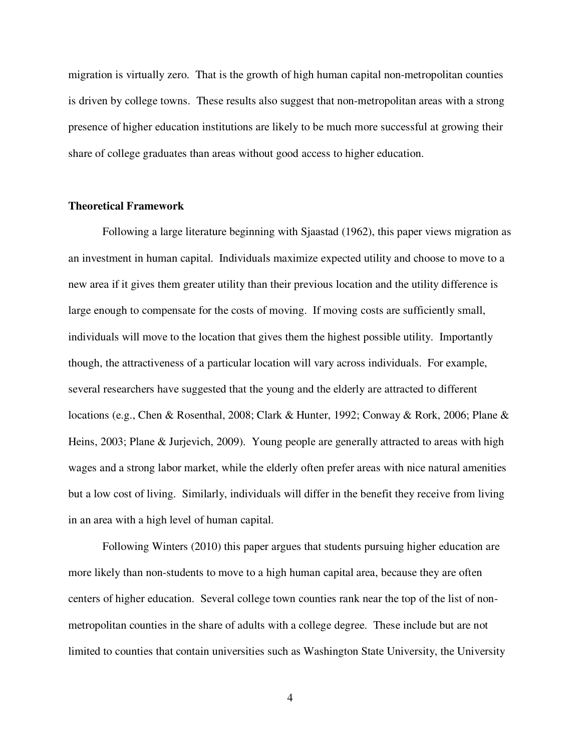migration is virtually zero. That is the growth of high human capital non-metropolitan counties is driven by college towns. These results also suggest that non-metropolitan areas with a strong presence of higher education institutions are likely to be much more successful at growing their share of college graduates than areas without good access to higher education.

## Theoretical Framework

Following a large literature beginning with Sjaastad (1962), this paper views migration as an investment in human capital. Individuals maximize expected utility and choose to move to a new area if it gives them greater utility than their previous location and the utility difference is large enough to compensate for the costs of moving. If moving costs are sufficiently small, individuals will move to the location that gives them the highest possible utility. Importantly though, the attractiveness of a particular location will vary across individuals. For example, several researchers have suggested that the young and the elderly are attracted to different locations (e.g., Chen & Rosenthal, 2008; Clark & Hunter, 1992; Conway & Rork, 2006; Plane & Heins, 2003; Plane & Jurjevich, 2009). Young people are generally attracted to areas with high wages and a strong labor market, while the elderly often prefer areas with nice natural amenities but a low cost of living. Similarly, individuals will differ in the benefit they receive from living in an area with a high level of human capital.

Following Winters (2010) this paper argues that students pursuing higher education are more likely than non-students to move to a high human capital area, because they are often centers of higher education. Several college town counties rank near the top of the list of non-metropolitan counties in the share of adults with a college degree. These include but are not limited to counties that contain universities such as Washington State University, the University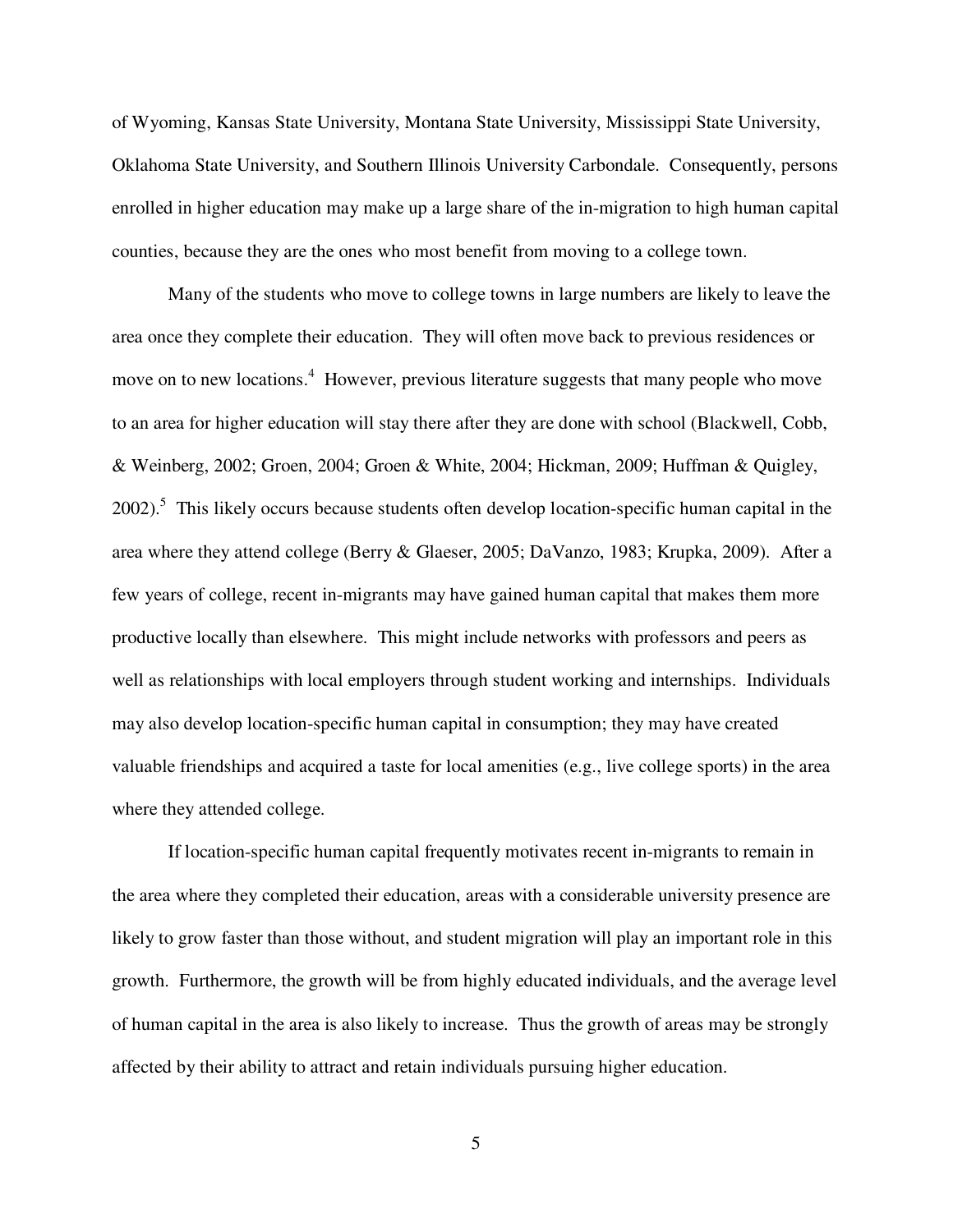of Wyoming, Kansas State University, Montana State University, Mississippi State University, Oklahoma State University, and Southern Illinois University Carbondale. Consequently, persons enrolled in higher education may make up a large share of the in-migration to high human capital counties, because they are the ones who most benefit from moving to a college town.

Many of the students who move to college towns in large numbers are likely to leave the area once they complete their education. They will often move back to previous residences or move on to new locations.[4] However, previous literature suggests that many people who move to an area for higher education will stay there after they are done with school (Blackwell, Cobb, & Weinberg, 2002; Groen, 2004; Groen & White, 2004; Hickman, 2009; Huffman & Quigley, 2002).[5] This likely occurs because students often develop location-specific human capital in the area where they attend college (Berry & Glaeser, 2005; DaVanzo, 1983; Krupka, 2009). After a few years of college, recent in-migrants may have gained human capital that makes them more productive locally than elsewhere. This might include networks with professors and peers as well as relationships with local employers through student working and internships. Individuals may also develop location-specific human capital in consumption; they may have created valuable friendships and acquired a taste for local amenities (e.g., live college sports) in the area where they attended college.

If location-specific human capital frequently motivates recent in-migrants to remain in the area where they completed their education, areas with a considerable university presence are likely to grow faster than those without, and student migration will play an important role in this growth. Furthermore, the growth will be from highly educated individuals, and the average level of human capital in the area is also likely to increase. Thus the growth of areas may be strongly affected by their ability to attract and retain individuals pursuing higher education.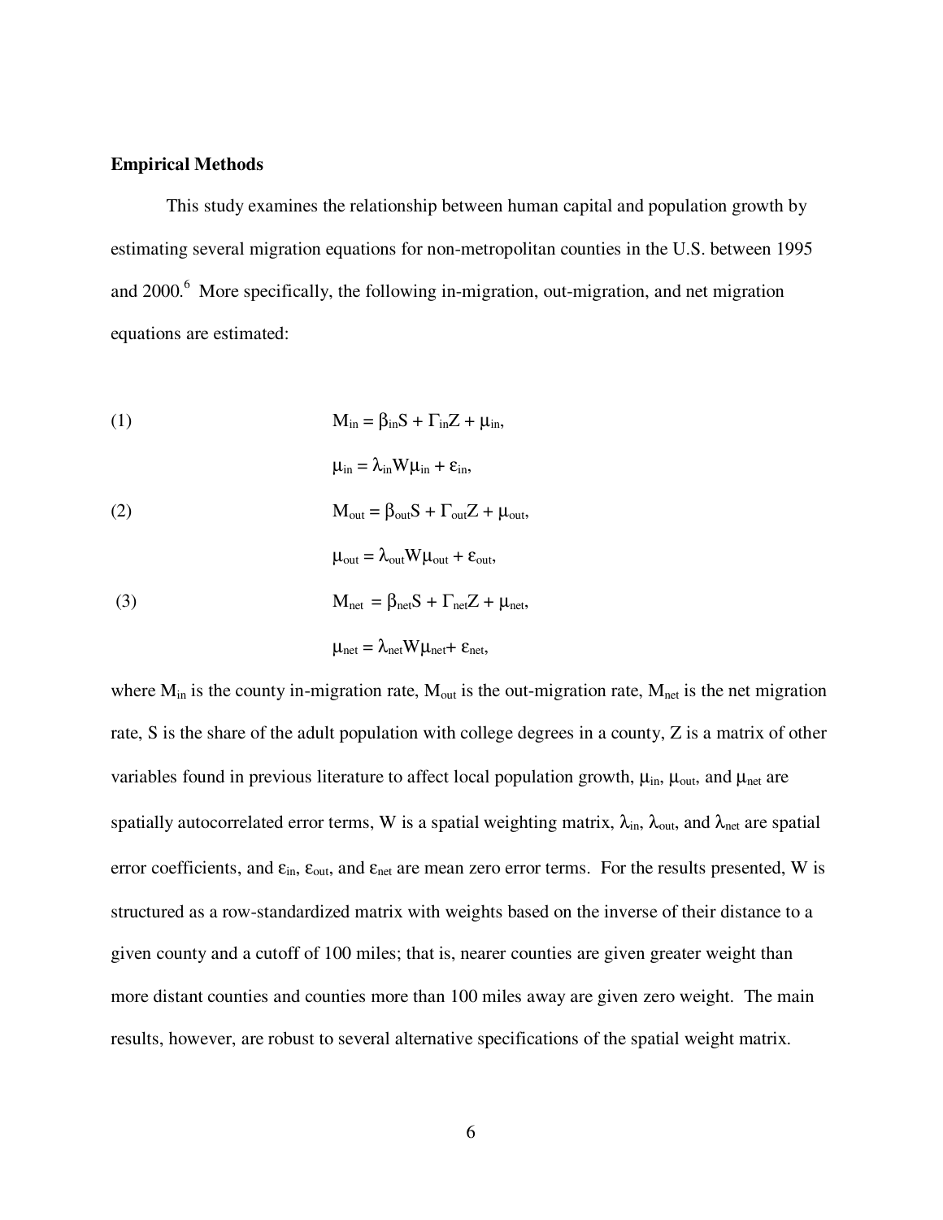**Empirical Methods**

This study examines the relationship between human capital and population growth by estimating several migration equations for non-metropolitan counties in the U.S. between 1995 and 2000.[6] More specifically, the following in-migration, out-migration, and net migration equations are estimated:

$$(1) \qquad M_{in} = \beta_{in}S + \Gamma_{in}Z + \mu_{in},$$

$$\mu_{in} = \lambda_{in}W\mu_{in} + \varepsilon_{in},$$

$$(2) \qquad M_{out} = \beta_{out}S + \Gamma_{out}Z + \mu_{out},$$

$$\mu_{out} = \lambda_{out}W\mu_{out} + \varepsilon_{out},$$

$$(3) \qquad M_{net} = \beta_{net}S + \Gamma_{net}Z + \mu_{net},$$

$$\mu_{net} = \lambda_{net}W\mu_{net} + \varepsilon_{net},$$

where $M_{in}$ is the county in-migration rate, $M_{out}$ is the out-migration rate, $M_{net}$ is the net migration rate, S is the share of the adult population with college degrees in a county, Z is a matrix of other variables found in previous literature to affect local population growth, $\mu_{in}$, $\mu_{out}$, and $\mu_{net}$ are spatially autocorrelated error terms, W is a spatial weighting matrix, $\lambda_{in}$, $\lambda_{out}$, and $\lambda_{net}$ are spatial error coefficients, and $\varepsilon_{in}$, $\varepsilon_{out}$, and $\varepsilon_{net}$ are mean zero error terms. For the results presented, W is structured as a row-standardized matrix with weights based on the inverse of their distance to a given county and a cutoff of 100 miles; that is, nearer counties are given greater weight than more distant counties and counties more than 100 miles away are given zero weight. The main results, however, are robust to several alternative specifications of the spatial weight matrix.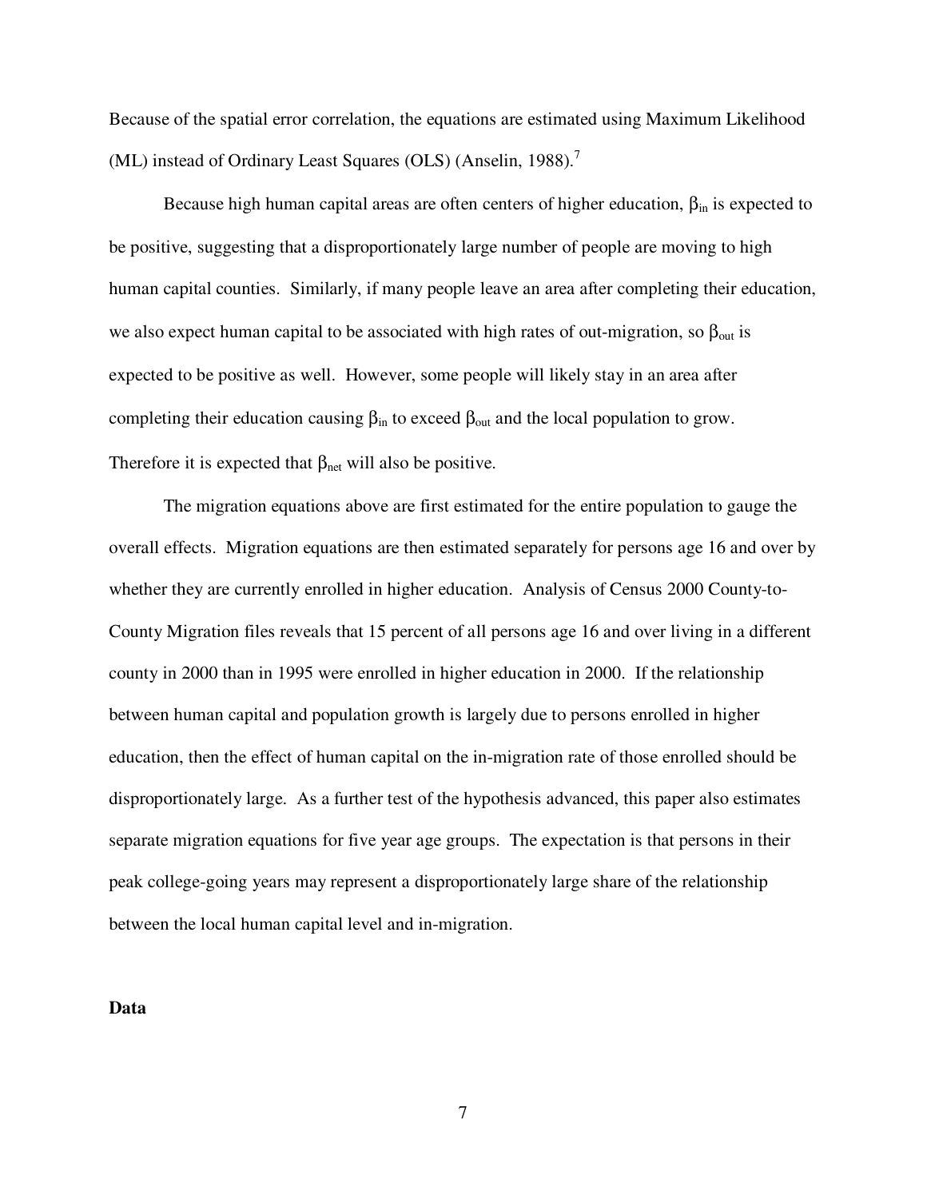Because of the spatial error correlation, the equations are estimated using Maximum Likelihood (ML) instead of Ordinary Least Squares (OLS) (Anselin, 1988).[7]

Because high human capital areas are often centers of higher education, $\beta_{in}$ is expected to be positive, suggesting that a disproportionately large number of people are moving to high human capital counties. Similarly, if many people leave an area after completing their education, we also expect human capital to be associated with high rates of out-migration, so $\beta_{out}$ is expected to be positive as well. However, some people will likely stay in an area after completing their education causing $\beta_{in}$ to exceed $\beta_{out}$ and the local population to grow. Therefore it is expected that $\beta_{net}$ will also be positive.

The migration equations above are first estimated for the entire population to gauge the overall effects. Migration equations are then estimated separately for persons age 16 and over by whether they are currently enrolled in higher education. Analysis of Census 2000 County-to-County Migration files reveals that 15 percent of all persons age 16 and over living in a different county in 2000 than in 1995 were enrolled in higher education in 2000. If the relationship between human capital and population growth is largely due to persons enrolled in higher education, then the effect of human capital on the in-migration rate of those enrolled should be disproportionately large. As a further test of the hypothesis advanced, this paper also estimates separate migration equations for five year age groups. The expectation is that persons in their peak college-going years may represent a disproportionately large share of the relationship between the local human capital level and in-migration.

**Data**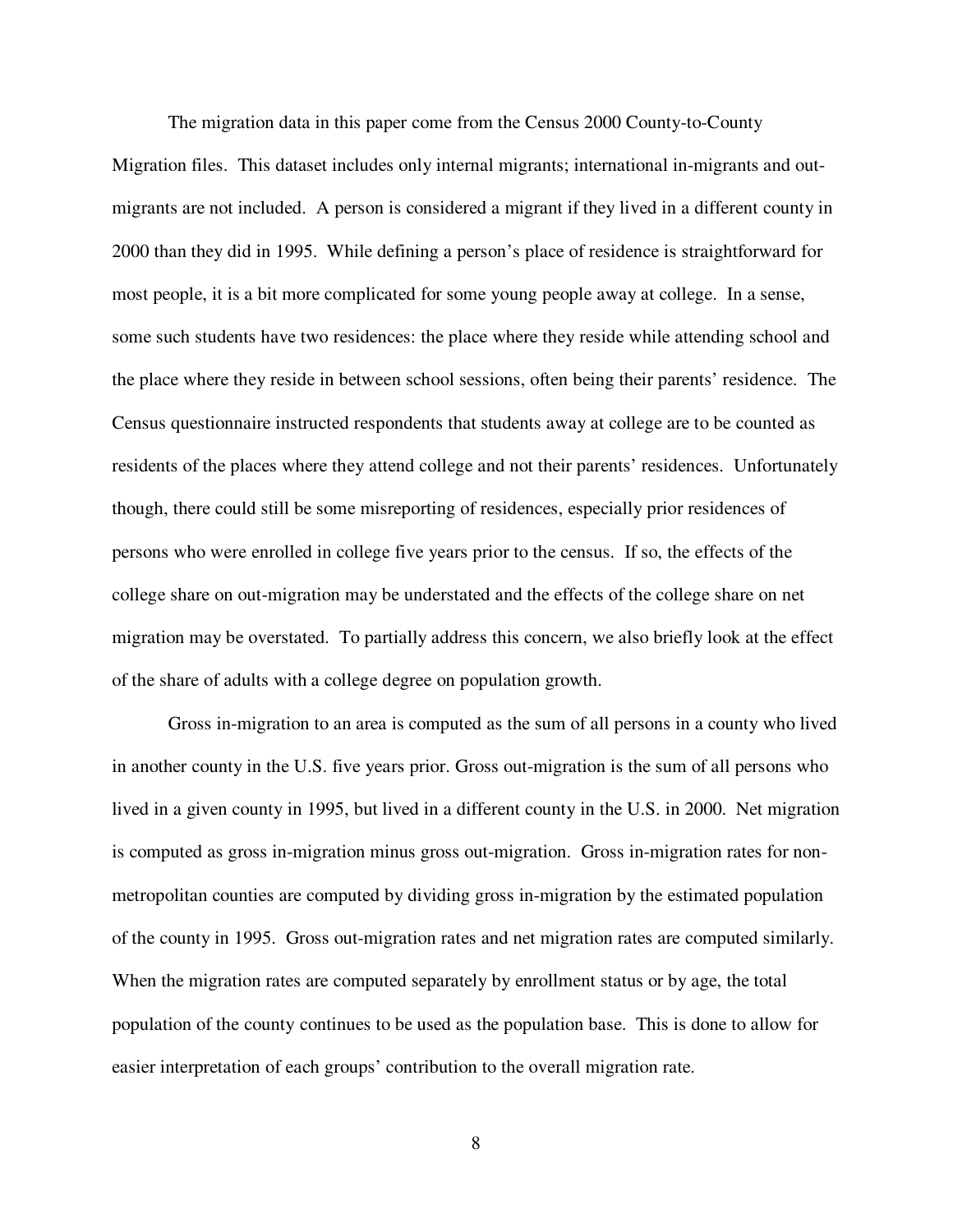The migration data in this paper come from the Census 2000 County-to-County Migration files. This dataset includes only internal migrants; international in-migrants and out-migrants are not included. A person is considered a migrant if they lived in a different county in 2000 than they did in 1995. While defining a person's place of residence is straightforward for most people, it is a bit more complicated for some young people away at college. In a sense, some such students have two residences: the place where they reside while attending school and the place where they reside in between school sessions, often being their parents' residence. The Census questionnaire instructed respondents that students away at college are to be counted as residents of the places where they attend college and not their parents' residences. Unfortunately though, there could still be some misreporting of residences, especially prior residences of persons who were enrolled in college five years prior to the census. If so, the effects of the college share on out-migration may be understated and the effects of the college share on net migration may be overstated. To partially address this concern, we also briefly look at the effect of the share of adults with a college degree on population growth.

Gross in-migration to an area is computed as the sum of all persons in a county who lived in another county in the U.S. five years prior. Gross out-migration is the sum of all persons who lived in a given county in 1995, but lived in a different county in the U.S. in 2000. Net migration is computed as gross in-migration minus gross out-migration. Gross in-migration rates for non-metropolitan counties are computed by dividing gross in-migration by the estimated population of the county in 1995. Gross out-migration rates and net migration rates are computed similarly. When the migration rates are computed separately by enrollment status or by age, the total population of the county continues to be used as the population base. This is done to allow for easier interpretation of each groups' contribution to the overall migration rate.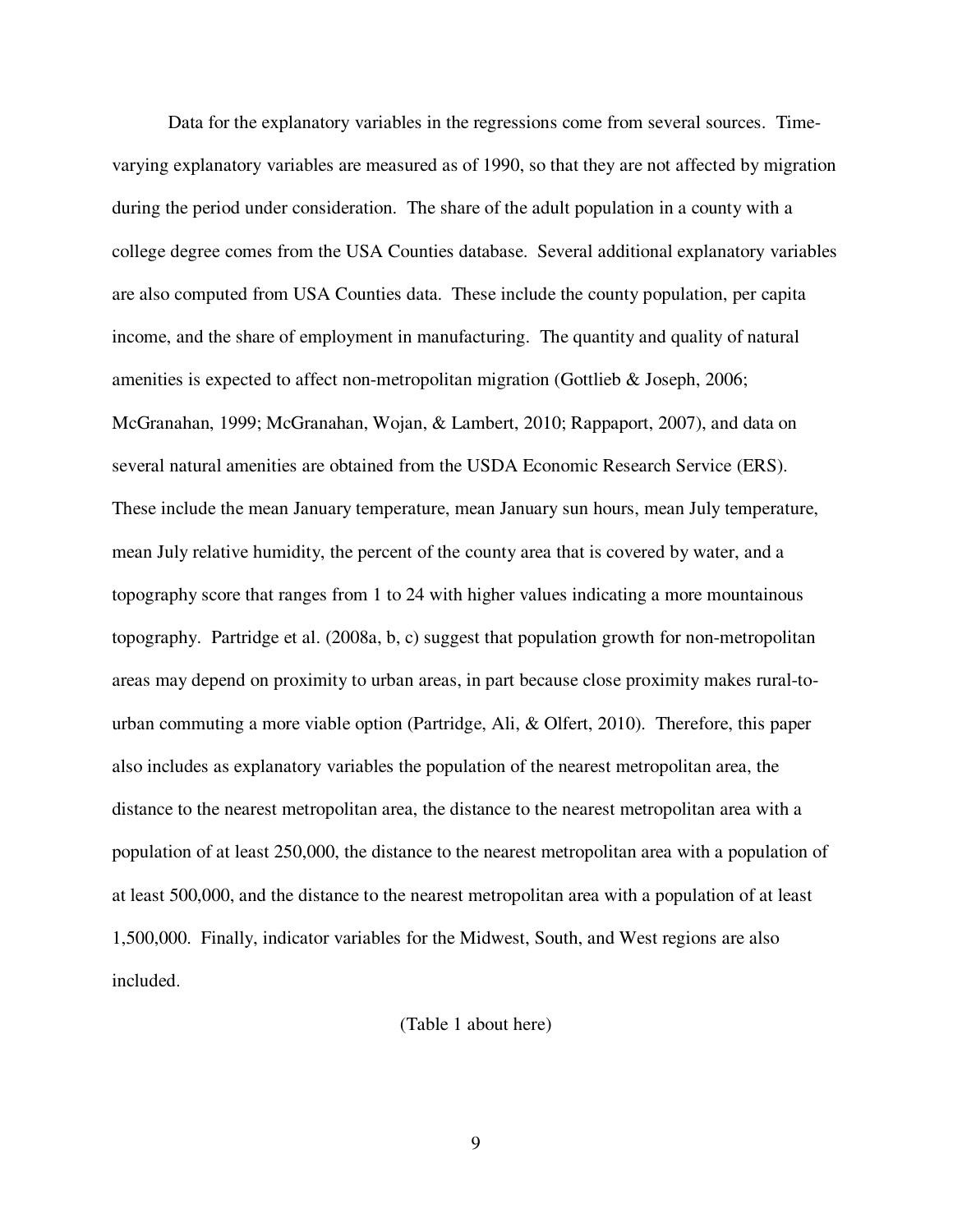Data for the explanatory variables in the regressions come from several sources. Time-varying explanatory variables are measured as of 1990, so that they are not affected by migration during the period under consideration. The share of the adult population in a county with a college degree comes from the USA Counties database. Several additional explanatory variables are also computed from USA Counties data. These include the county population, per capita income, and the share of employment in manufacturing. The quantity and quality of natural amenities is expected to affect non-metropolitan migration (Gottlieb & Joseph, 2006; McGranahan, 1999; McGranahan, Wojan, & Lambert, 2010; Rappaport, 2007), and data on several natural amenities are obtained from the USDA Economic Research Service (ERS). These include the mean January temperature, mean January sun hours, mean July temperature, mean July relative humidity, the percent of the county area that is covered by water, and a topography score that ranges from 1 to 24 with higher values indicating a more mountainous topography. Partridge et al. (2008a, b, c) suggest that population growth for non-metropolitan areas may depend on proximity to urban areas, in part because close proximity makes rural-to-urban commuting a more viable option (Partridge, Ali, & Olfert, 2010). Therefore, this paper also includes as explanatory variables the population of the nearest metropolitan area, the distance to the nearest metropolitan area, the distance to the nearest metropolitan area with a population of at least 250,000, the distance to the nearest metropolitan area with a population of at least 500,000, and the distance to the nearest metropolitan area with a population of at least 1,500,000. Finally, indicator variables for the Midwest, South, and West regions are also included.

(Table 1 about here)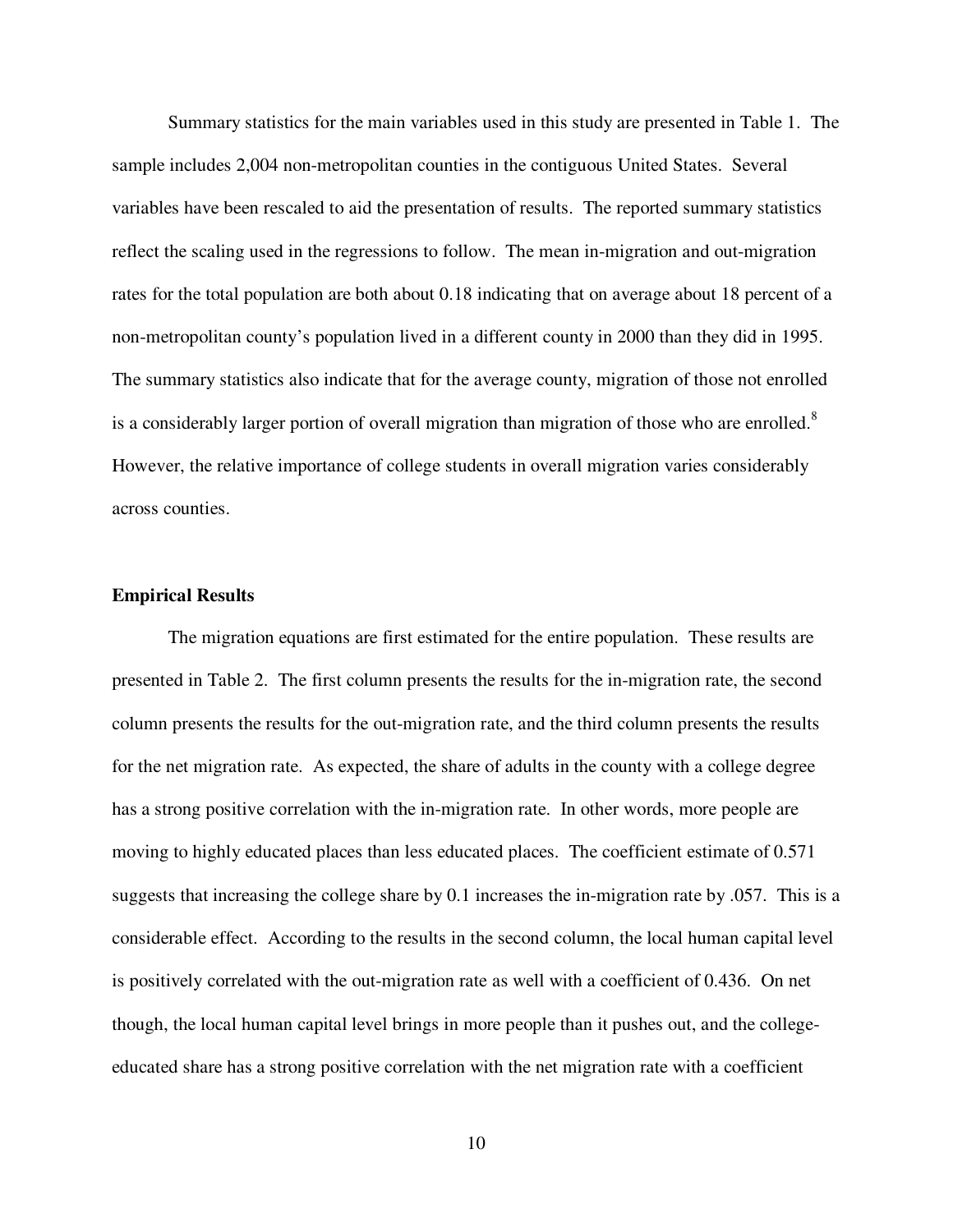Summary statistics for the main variables used in this study are presented in Table 1. The sample includes 2,004 non-metropolitan counties in the contiguous United States. Several variables have been rescaled to aid the presentation of results. The reported summary statistics reflect the scaling used in the regressions to follow. The mean in-migration and out-migration rates for the total population are both about 0.18 indicating that on average about 18 percent of a non-metropolitan county's population lived in a different county in 2000 than they did in 1995. The summary statistics also indicate that for the average county, migration of those not enrolled is a considerably larger portion of overall migration than migration of those who are enrolled.[8] However, the relative importance of college students in overall migration varies considerably across counties.

**Empirical Results**

The migration equations are first estimated for the entire population. These results are presented in Table 2. The first column presents the results for the in-migration rate, the second column presents the results for the out-migration rate, and the third column presents the results for the net migration rate. As expected, the share of adults in the county with a college degree has a strong positive correlation with the in-migration rate. In other words, more people are moving to highly educated places than less educated places. The coefficient estimate of 0.571 suggests that increasing the college share by 0.1 increases the in-migration rate by .057. This is a considerable effect. According to the results in the second column, the local human capital level is positively correlated with the out-migration rate as well with a coefficient of 0.436. On net though, the local human capital level brings in more people than it pushes out, and the college-educated share has a strong positive correlation with the net migration rate with a coefficient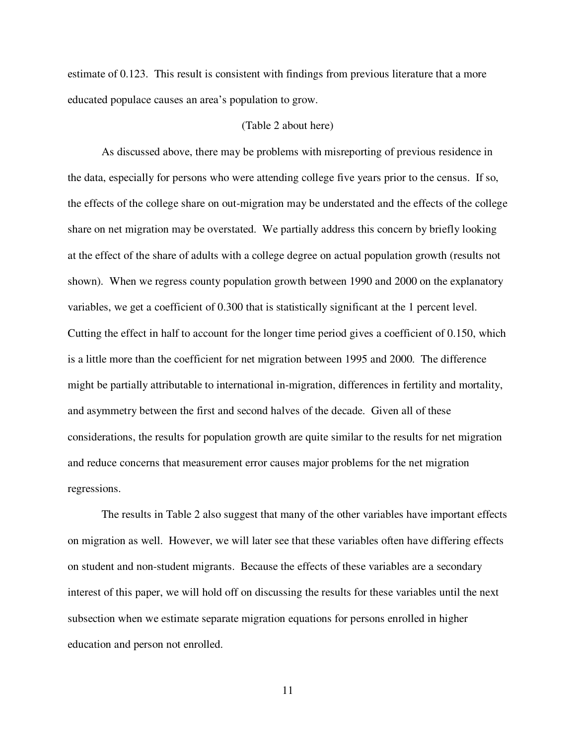estimate of 0.123. This result is consistent with findings from previous literature that a more educated populace causes an area's population to grow.

(Table 2 about here)

As discussed above, there may be problems with misreporting of previous residence in the data, especially for persons who were attending college five years prior to the census. If so, the effects of the college share on out-migration may be understated and the effects of the college share on net migration may be overstated. We partially address this concern by briefly looking at the effect of the share of adults with a college degree on actual population growth (results not shown). When we regress county population growth between 1990 and 2000 on the explanatory variables, we get a coefficient of 0.300 that is statistically significant at the 1 percent level. Cutting the effect in half to account for the longer time period gives a coefficient of 0.150, which is a little more than the coefficient for net migration between 1995 and 2000. The difference might be partially attributable to international in-migration, differences in fertility and mortality, and asymmetry between the first and second halves of the decade. Given all of these considerations, the results for population growth are quite similar to the results for net migration and reduce concerns that measurement error causes major problems for the net migration regressions.

The results in Table 2 also suggest that many of the other variables have important effects on migration as well. However, we will later see that these variables often have differing effects on student and non-student migrants. Because the effects of these variables are a secondary interest of this paper, we will hold off on discussing the results for these variables until the next subsection when we estimate separate migration equations for persons enrolled in higher education and person not enrolled.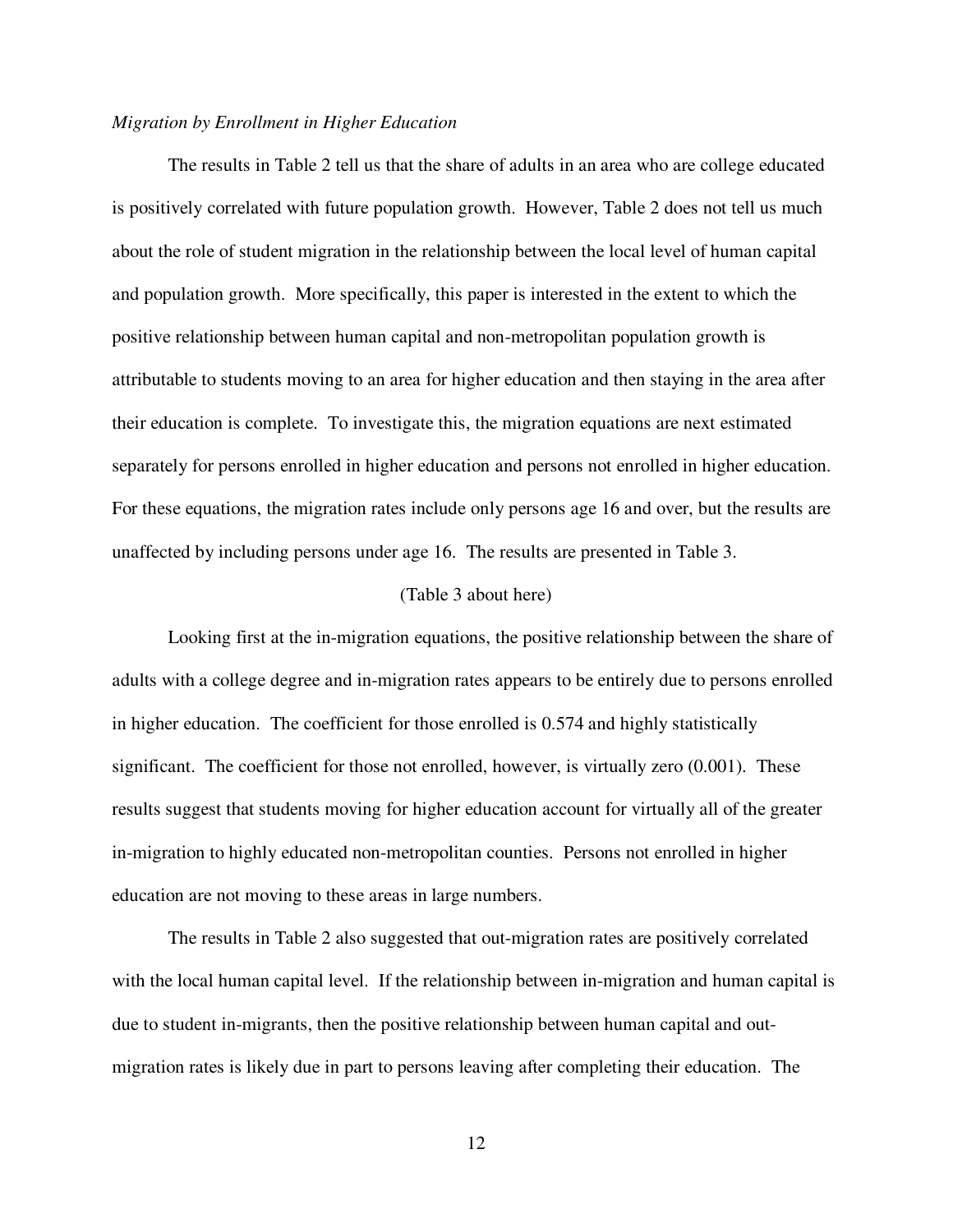*Migration by Enrollment in Higher Education*

The results in Table 2 tell us that the share of adults in an area who are college educated is positively correlated with future population growth. However, Table 2 does not tell us much about the role of student migration in the relationship between the local level of human capital and population growth. More specifically, this paper is interested in the extent to which the positive relationship between human capital and non-metropolitan population growth is attributable to students moving to an area for higher education and then staying in the area after their education is complete. To investigate this, the migration equations are next estimated separately for persons enrolled in higher education and persons not enrolled in higher education. For these equations, the migration rates include only persons age 16 and over, but the results are unaffected by including persons under age 16. The results are presented in Table 3.

(Table 3 about here)

Looking first at the in-migration equations, the positive relationship between the share of adults with a college degree and in-migration rates appears to be entirely due to persons enrolled in higher education. The coefficient for those enrolled is 0.574 and highly statistically significant. The coefficient for those not enrolled, however, is virtually zero (0.001). These results suggest that students moving for higher education account for virtually all of the greater in-migration to highly educated non-metropolitan counties. Persons not enrolled in higher education are not moving to these areas in large numbers.

The results in Table 2 also suggested that out-migration rates are positively correlated with the local human capital level. If the relationship between in-migration and human capital is due to student in-migrants, then the positive relationship between human capital and out-migration rates is likely due in part to persons leaving after completing their education. The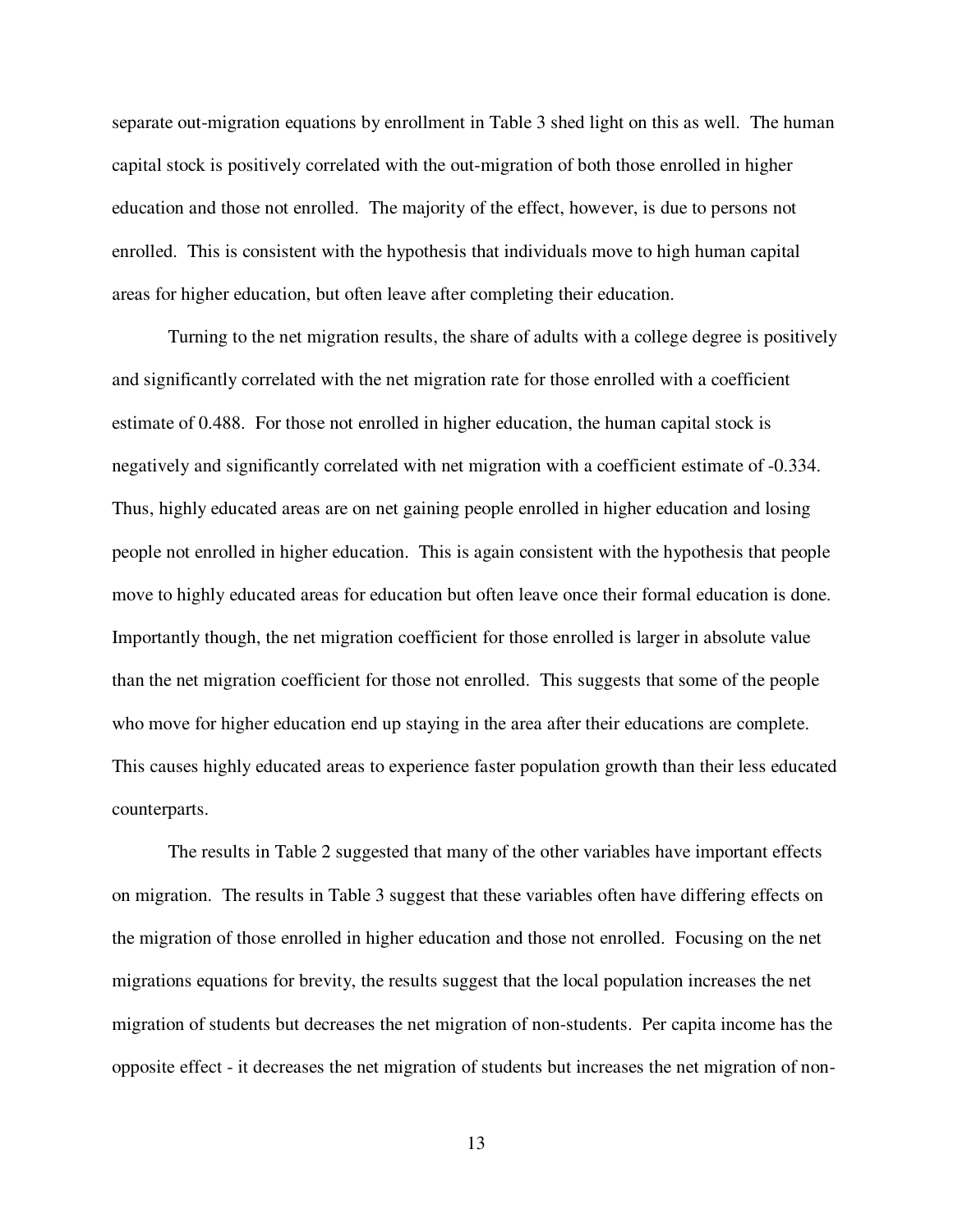separate out-migration equations by enrollment in Table 3 shed light on this as well. The human capital stock is positively correlated with the out-migration of both those enrolled in higher education and those not enrolled. The majority of the effect, however, is due to persons not enrolled. This is consistent with the hypothesis that individuals move to high human capital areas for higher education, but often leave after completing their education.

Turning to the net migration results, the share of adults with a college degree is positively and significantly correlated with the net migration rate for those enrolled with a coefficient estimate of 0.488. For those not enrolled in higher education, the human capital stock is negatively and significantly correlated with net migration with a coefficient estimate of -0.334. Thus, highly educated areas are on net gaining people enrolled in higher education and losing people not enrolled in higher education. This is again consistent with the hypothesis that people move to highly educated areas for education but often leave once their formal education is done. Importantly though, the net migration coefficient for those enrolled is larger in absolute value than the net migration coefficient for those not enrolled. This suggests that some of the people who move for higher education end up staying in the area after their educations are complete. This causes highly educated areas to experience faster population growth than their less educated counterparts.

The results in Table 2 suggested that many of the other variables have important effects on migration. The results in Table 3 suggest that these variables often have differing effects on the migration of those enrolled in higher education and those not enrolled. Focusing on the net migrations equations for brevity, the results suggest that the local population increases the net migration of students but decreases the net migration of non-students. Per capita income has the opposite effect - it decreases the net migration of students but increases the net migration of non-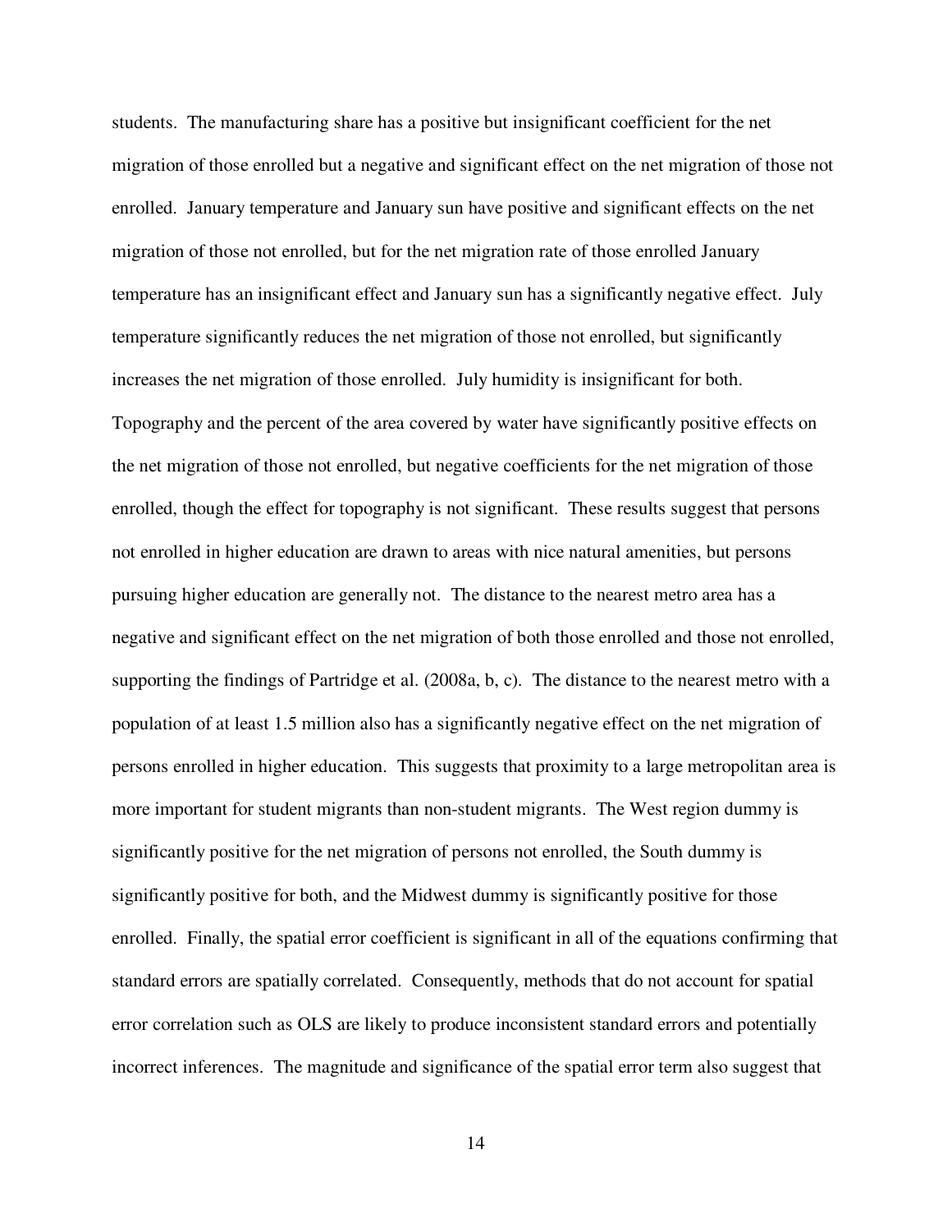students. The manufacturing share has a positive but insignificant coefficient for the net migration of those enrolled but a negative and significant effect on the net migration of those not enrolled. January temperature and January sun have positive and significant effects on the net migration of those not enrolled, but for the net migration rate of those enrolled January temperature has an insignificant effect and January sun has a significantly negative effect. July temperature significantly reduces the net migration of those not enrolled, but significantly increases the net migration of those enrolled. July humidity is insignificant for both. Topography and the percent of the area covered by water have significantly positive effects on the net migration of those not enrolled, but negative coefficients for the net migration of those enrolled, though the effect for topography is not significant. These results suggest that persons not enrolled in higher education are drawn to areas with nice natural amenities, but persons pursuing higher education are generally not. The distance to the nearest metro area has a negative and significant effect on the net migration of both those enrolled and those not enrolled, supporting the findings of Partridge et al. (2008a, b, c). The distance to the nearest metro with a population of at least 1.5 million also has a significantly negative effect on the net migration of persons enrolled in higher education. This suggests that proximity to a large metropolitan area is more important for student migrants than non-student migrants. The West region dummy is significantly positive for the net migration of persons not enrolled, the South dummy is significantly positive for both, and the Midwest dummy is significantly positive for those enrolled. Finally, the spatial error coefficient is significant in all of the equations confirming that standard errors are spatially correlated. Consequently, methods that do not account for spatial error correlation such as OLS are likely to produce inconsistent standard errors and potentially incorrect inferences. The magnitude and significance of the spatial error term also suggest that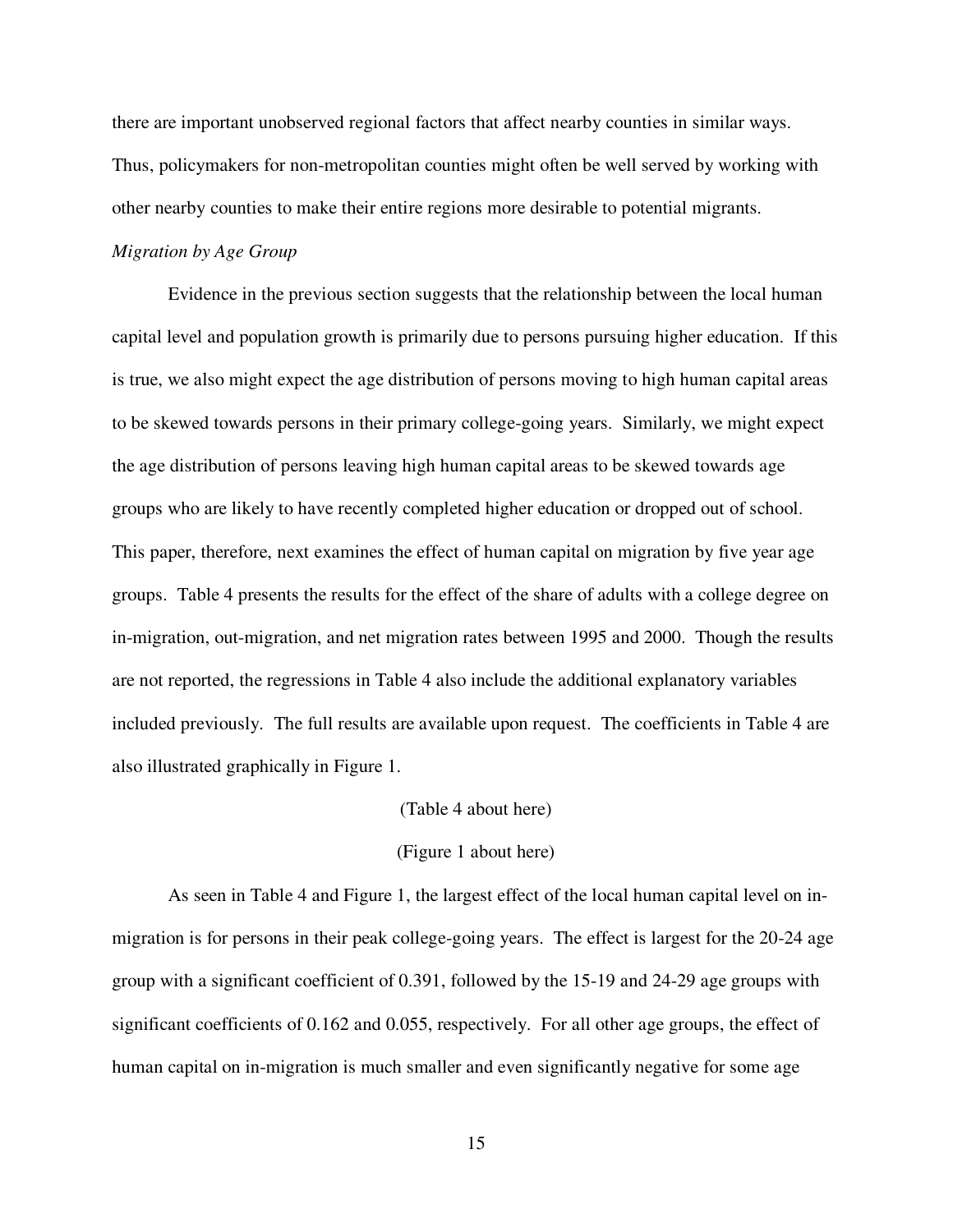there are important unobserved regional factors that affect nearby counties in similar ways. Thus, policymakers for non-metropolitan counties might often be well served by working with other nearby counties to make their entire regions more desirable to potential migrants.

*Migration by Age Group*

Evidence in the previous section suggests that the relationship between the local human capital level and population growth is primarily due to persons pursuing higher education. If this is true, we also might expect the age distribution of persons moving to high human capital areas to be skewed towards persons in their primary college-going years. Similarly, we might expect the age distribution of persons leaving high human capital areas to be skewed towards age groups who are likely to have recently completed higher education or dropped out of school. This paper, therefore, next examines the effect of human capital on migration by five year age groups. Table 4 presents the results for the effect of the share of adults with a college degree on in-migration, out-migration, and net migration rates between 1995 and 2000. Though the results are not reported, the regressions in Table 4 also include the additional explanatory variables included previously. The full results are available upon request. The coefficients in Table 4 are also illustrated graphically in Figure 1.

(Table 4 about here)

(Figure 1 about here)

As seen in Table 4 and Figure 1, the largest effect of the local human capital level on in-migration is for persons in their peak college-going years. The effect is largest for the 20-24 age group with a significant coefficient of 0.391, followed by the 15-19 and 24-29 age groups with significant coefficients of 0.162 and 0.055, respectively. For all other age groups, the effect of human capital on in-migration is much smaller and even significantly negative for some age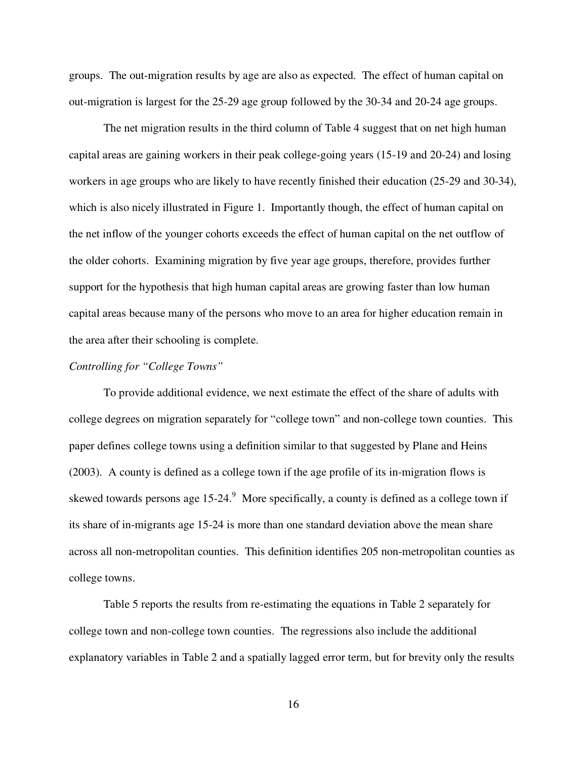groups. The out-migration results by age are also as expected. The effect of human capital on out-migration is largest for the 25-29 age group followed by the 30-34 and 20-24 age groups.

The net migration results in the third column of Table 4 suggest that on net high human capital areas are gaining workers in their peak college-going years (15-19 and 20-24) and losing workers in age groups who are likely to have recently finished their education (25-29 and 30-34), which is also nicely illustrated in Figure 1. Importantly though, the effect of human capital on the net inflow of the younger cohorts exceeds the effect of human capital on the net outflow of the older cohorts. Examining migration by five year age groups, therefore, provides further support for the hypothesis that high human capital areas are growing faster than low human capital areas because many of the persons who move to an area for higher education remain in the area after their schooling is complete.

*Controlling for "College Towns"*

To provide additional evidence, we next estimate the effect of the share of adults with college degrees on migration separately for "college town" and non-college town counties. This paper defines college towns using a definition similar to that suggested by Plane and Heins (2003). A county is defined as a college town if the age profile of its in-migration flows is skewed towards persons age 15-24.[9] More specifically, a county is defined as a college town if its share of in-migrants age 15-24 is more than one standard deviation above the mean share across all non-metropolitan counties. This definition identifies 205 non-metropolitan counties as college towns.

Table 5 reports the results from re-estimating the equations in Table 2 separately for college town and non-college town counties. The regressions also include the additional explanatory variables in Table 2 and a spatially lagged error term, but for brevity only the results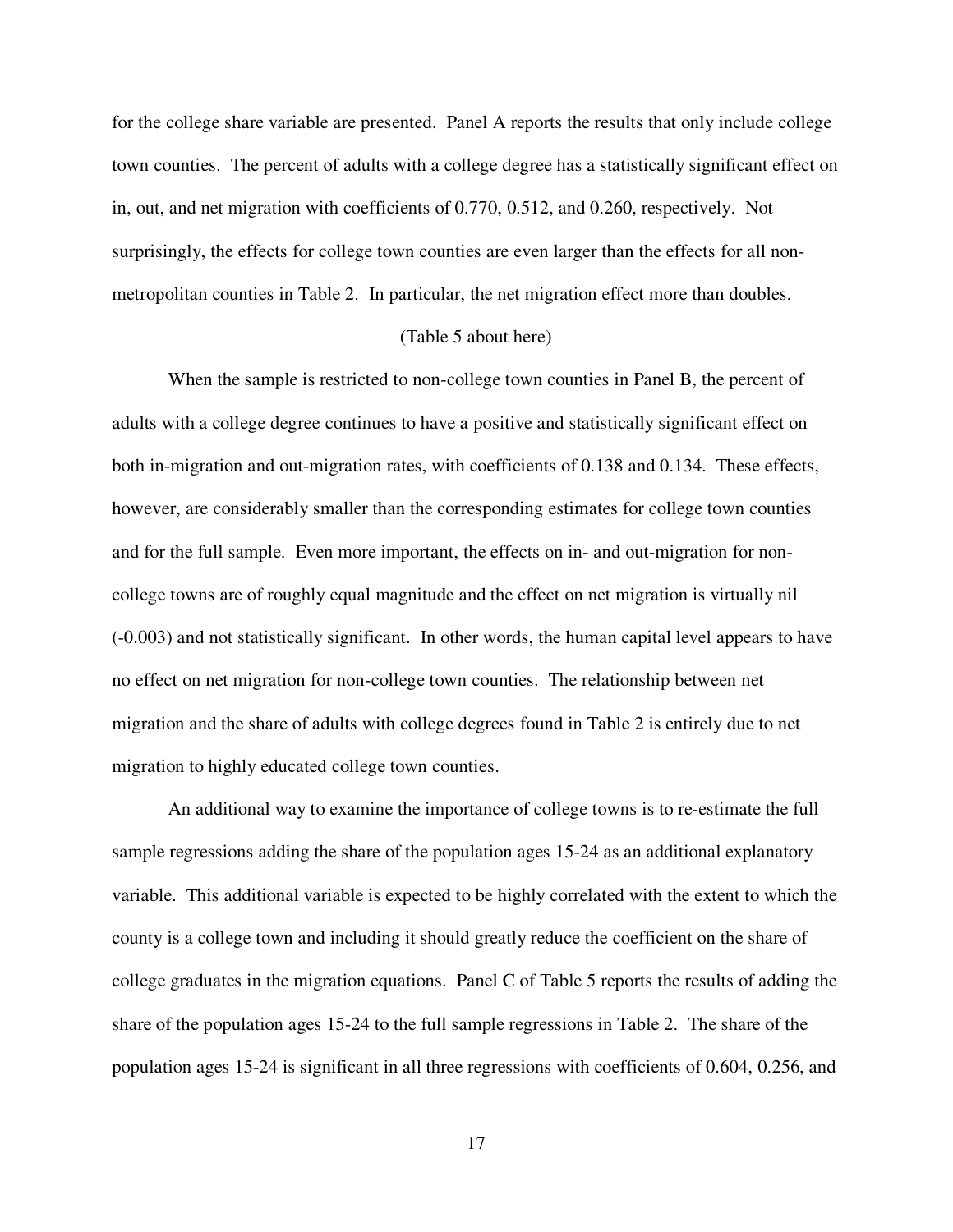for the college share variable are presented. Panel A reports the results that only include college town counties. The percent of adults with a college degree has a statistically significant effect on in, out, and net migration with coefficients of 0.770, 0.512, and 0.260, respectively. Not surprisingly, the effects for college town counties are even larger than the effects for all non-metropolitan counties in Table 2. In particular, the net migration effect more than doubles.

(Table 5 about here)

When the sample is restricted to non-college town counties in Panel B, the percent of adults with a college degree continues to have a positive and statistically significant effect on both in-migration and out-migration rates, with coefficients of 0.138 and 0.134. These effects, however, are considerably smaller than the corresponding estimates for college town counties and for the full sample. Even more important, the effects on in- and out-migration for non-college towns are of roughly equal magnitude and the effect on net migration is virtually nil (-0.003) and not statistically significant. In other words, the human capital level appears to have no effect on net migration for non-college town counties. The relationship between net migration and the share of adults with college degrees found in Table 2 is entirely due to net migration to highly educated college town counties.

An additional way to examine the importance of college towns is to re-estimate the full sample regressions adding the share of the population ages 15-24 as an additional explanatory variable. This additional variable is expected to be highly correlated with the extent to which the county is a college town and including it should greatly reduce the coefficient on the share of college graduates in the migration equations. Panel C of Table 5 reports the results of adding the share of the population ages 15-24 to the full sample regressions in Table 2. The share of the population ages 15-24 is significant in all three regressions with coefficients of 0.604, 0.256, and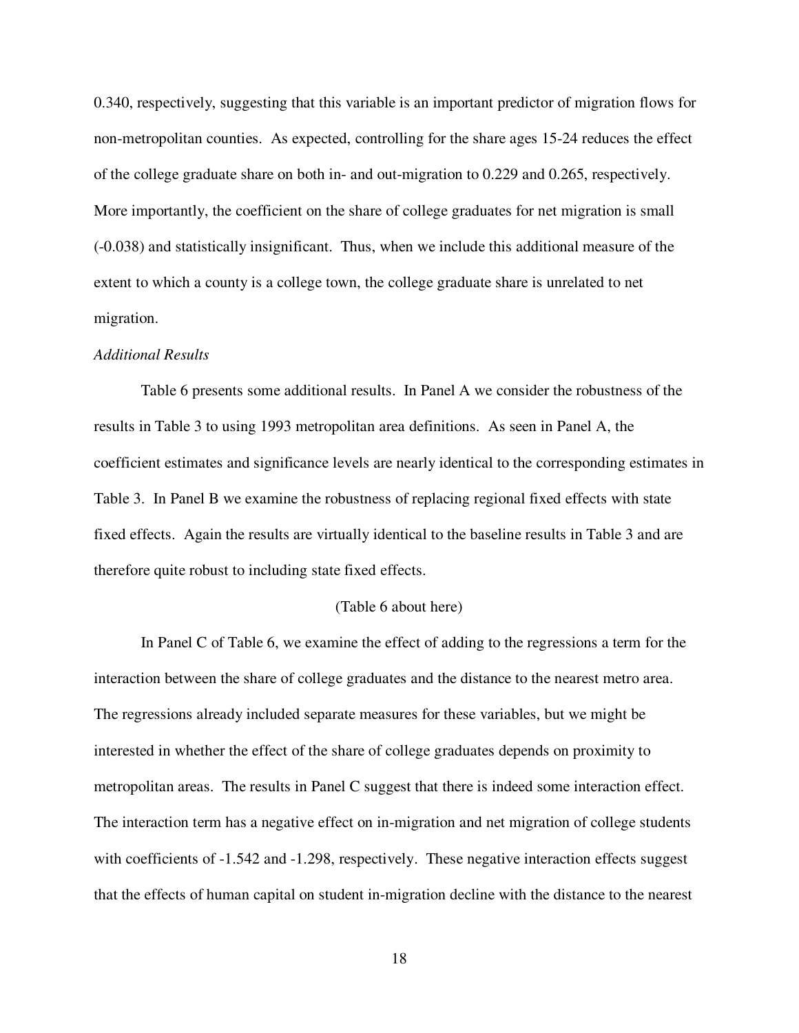0.340, respectively, suggesting that this variable is an important predictor of migration flows for non-metropolitan counties. As expected, controlling for the share ages 15-24 reduces the effect of the college graduate share on both in- and out-migration to 0.229 and 0.265, respectively. More importantly, the coefficient on the share of college graduates for net migration is small (-0.038) and statistically insignificant. Thus, when we include this additional measure of the extent to which a county is a college town, the college graduate share is unrelated to net migration.

*Additional Results*

Table 6 presents some additional results. In Panel A we consider the robustness of the results in Table 3 to using 1993 metropolitan area definitions. As seen in Panel A, the coefficient estimates and significance levels are nearly identical to the corresponding estimates in Table 3. In Panel B we examine the robustness of replacing regional fixed effects with state fixed effects. Again the results are virtually identical to the baseline results in Table 3 and are therefore quite robust to including state fixed effects.

(Table 6 about here)

In Panel C of Table 6, we examine the effect of adding to the regressions a term for the interaction between the share of college graduates and the distance to the nearest metro area. The regressions already included separate measures for these variables, but we might be interested in whether the effect of the share of college graduates depends on proximity to metropolitan areas. The results in Panel C suggest that there is indeed some interaction effect. The interaction term has a negative effect on in-migration and net migration of college students with coefficients of -1.542 and -1.298, respectively. These negative interaction effects suggest that the effects of human capital on student in-migration decline with the distance to the nearest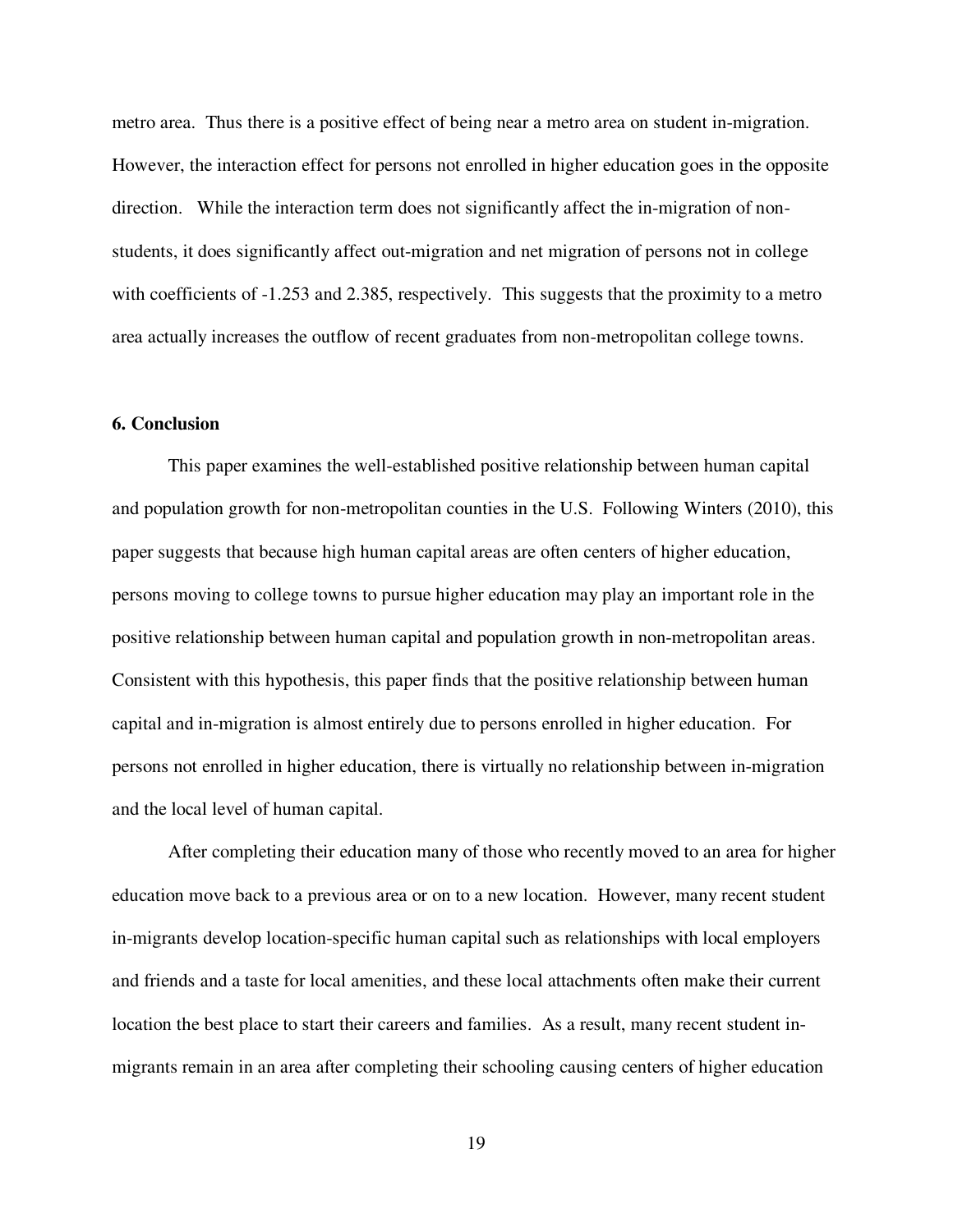metro area. Thus there is a positive effect of being near a metro area on student in-migration. However, the interaction effect for persons not enrolled in higher education goes in the opposite direction. While the interaction term does not significantly affect the in-migration of non-students, it does significantly affect out-migration and net migration of persons not in college with coefficients of -1.253 and 2.385, respectively. This suggests that the proximity to a metro area actually increases the outflow of recent graduates from non-metropolitan college towns.

## 6. Conclusion

This paper examines the well-established positive relationship between human capital and population growth for non-metropolitan counties in the U.S. Following Winters (2010), this paper suggests that because high human capital areas are often centers of higher education, persons moving to college towns to pursue higher education may play an important role in the positive relationship between human capital and population growth in non-metropolitan areas. Consistent with this hypothesis, this paper finds that the positive relationship between human capital and in-migration is almost entirely due to persons enrolled in higher education. For persons not enrolled in higher education, there is virtually no relationship between in-migration and the local level of human capital.

After completing their education many of those who recently moved to an area for higher education move back to a previous area or on to a new location. However, many recent student in-migrants develop location-specific human capital such as relationships with local employers and friends and a taste for local amenities, and these local attachments often make their current location the best place to start their careers and families. As a result, many recent student in-migrants remain in an area after completing their schooling causing centers of higher education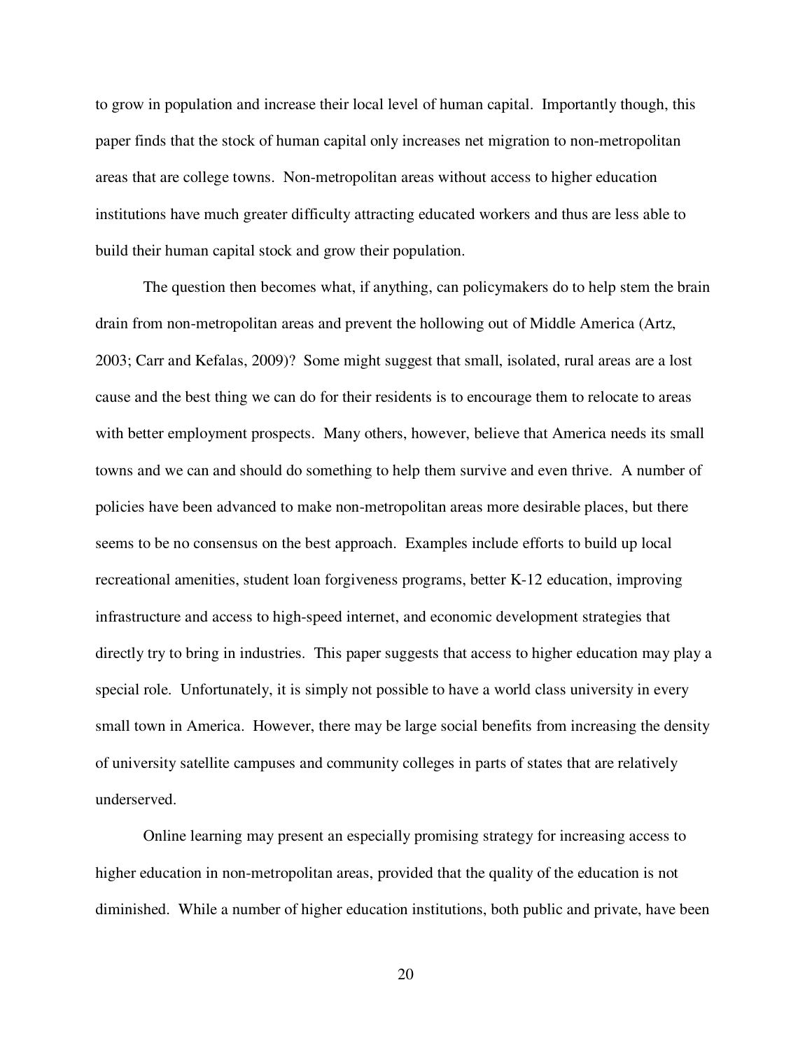to grow in population and increase their local level of human capital. Importantly though, this paper finds that the stock of human capital only increases net migration to non-metropolitan areas that are college towns. Non-metropolitan areas without access to higher education institutions have much greater difficulty attracting educated workers and thus are less able to build their human capital stock and grow their population.

The question then becomes what, if anything, can policymakers do to help stem the brain drain from non-metropolitan areas and prevent the hollowing out of Middle America (Artz, 2003; Carr and Kefalas, 2009)? Some might suggest that small, isolated, rural areas are a lost cause and the best thing we can do for their residents is to encourage them to relocate to areas with better employment prospects. Many others, however, believe that America needs its small towns and we can and should do something to help them survive and even thrive. A number of policies have been advanced to make non-metropolitan areas more desirable places, but there seems to be no consensus on the best approach. Examples include efforts to build up local recreational amenities, student loan forgiveness programs, better K-12 education, improving infrastructure and access to high-speed internet, and economic development strategies that directly try to bring in industries. This paper suggests that access to higher education may play a special role. Unfortunately, it is simply not possible to have a world class university in every small town in America. However, there may be large social benefits from increasing the density of university satellite campuses and community colleges in parts of states that are relatively underserved.

Online learning may present an especially promising strategy for increasing access to higher education in non-metropolitan areas, provided that the quality of the education is not diminished. While a number of higher education institutions, both public and private, have been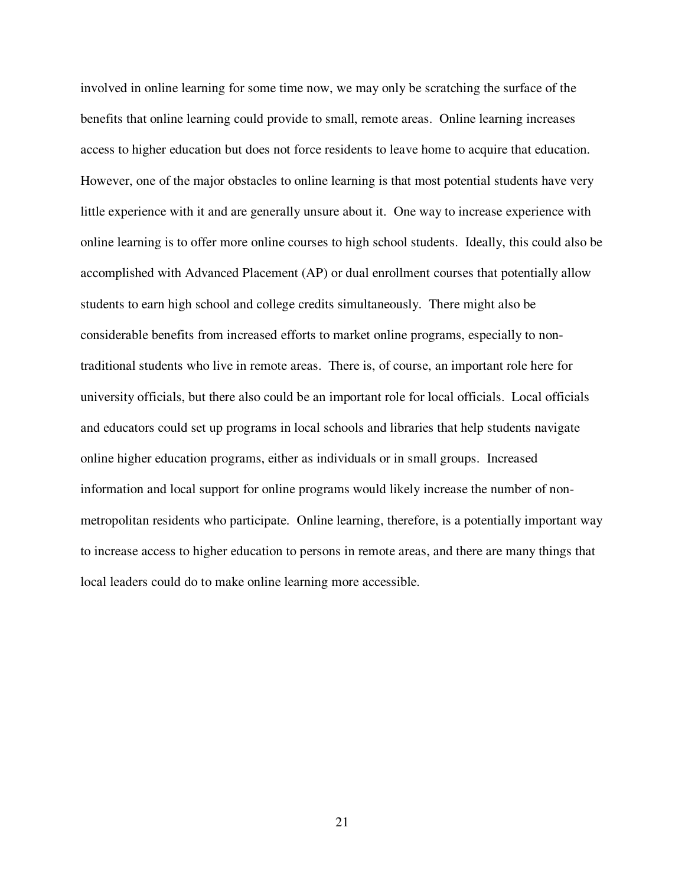involved in online learning for some time now, we may only be scratching the surface of the benefits that online learning could provide to small, remote areas. Online learning increases access to higher education but does not force residents to leave home to acquire that education. However, one of the major obstacles to online learning is that most potential students have very little experience with it and are generally unsure about it. One way to increase experience with online learning is to offer more online courses to high school students. Ideally, this could also be accomplished with Advanced Placement (AP) or dual enrollment courses that potentially allow students to earn high school and college credits simultaneously. There might also be considerable benefits from increased efforts to market online programs, especially to non-traditional students who live in remote areas. There is, of course, an important role here for university officials, but there also could be an important role for local officials. Local officials and educators could set up programs in local schools and libraries that help students navigate online higher education programs, either as individuals or in small groups. Increased information and local support for online programs would likely increase the number of non-metropolitan residents who participate. Online learning, therefore, is a potentially important way to increase access to higher education to persons in remote areas, and there are many things that local leaders could do to make online learning more accessible.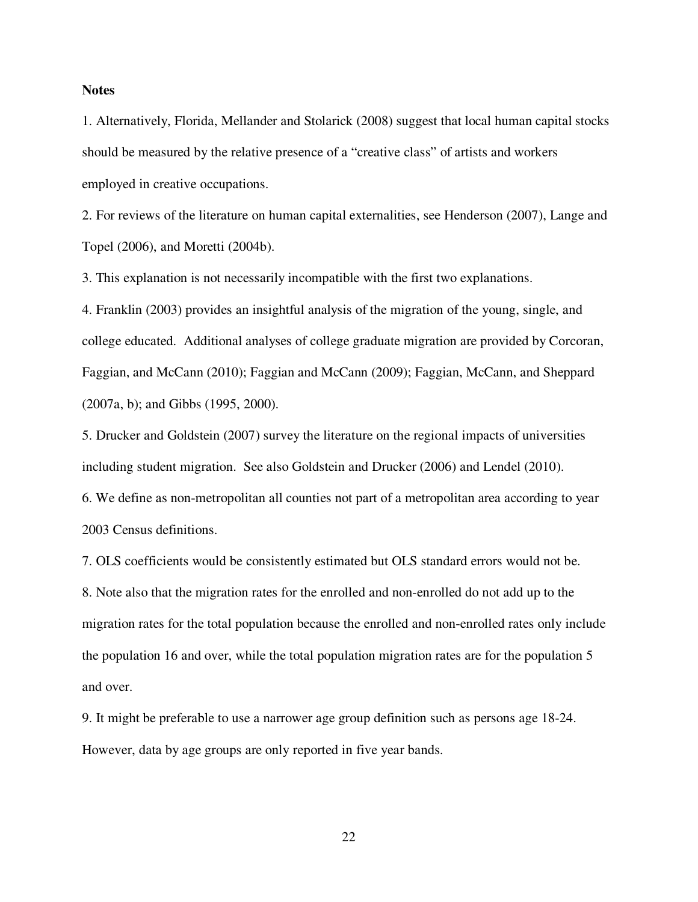**Notes**

1. Alternatively, Florida, Mellander and Stolarick (2008) suggest that local human capital stocks should be measured by the relative presence of a "creative class" of artists and workers employed in creative occupations.

2. For reviews of the literature on human capital externalities, see Henderson (2007), Lange and Topel (2006), and Moretti (2004b).

3. This explanation is not necessarily incompatible with the first two explanations.

4. Franklin (2003) provides an insightful analysis of the migration of the young, single, and college educated. Additional analyses of college graduate migration are provided by Corcoran, Faggian, and McCann (2010); Faggian and McCann (2009); Faggian, McCann, and Sheppard (2007a, b); and Gibbs (1995, 2000).

5. Drucker and Goldstein (2007) survey the literature on the regional impacts of universities including student migration. See also Goldstein and Drucker (2006) and Lendel (2010).

6. We define as non-metropolitan all counties not part of a metropolitan area according to year 2003 Census definitions.

7. OLS coefficients would be consistently estimated but OLS standard errors would not be.

8. Note also that the migration rates for the enrolled and non-enrolled do not add up to the migration rates for the total population because the enrolled and non-enrolled rates only include the population 16 and over, while the total population migration rates are for the population 5 and over.

9. It might be preferable to use a narrower age group definition such as persons age 18-24. However, data by age groups are only reported in five year bands.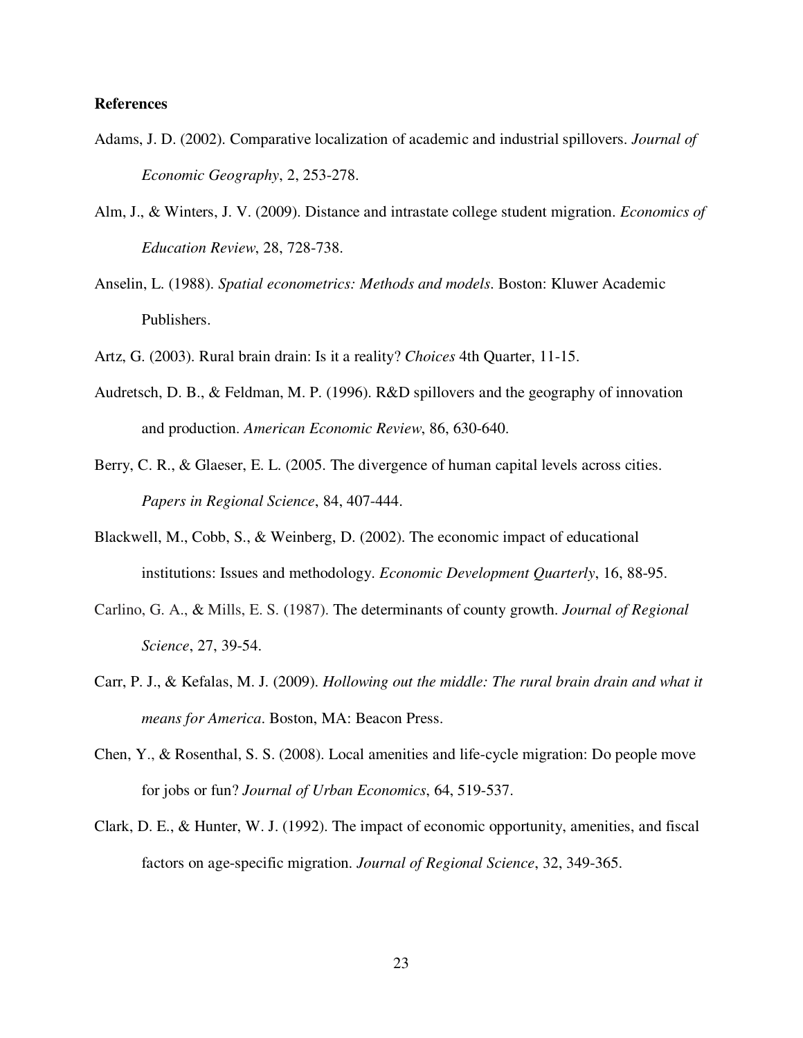**References**

Adams, J. D. (2002). Comparative localization of academic and industrial spillovers. *Journal of Economic Geography*, 2, 253-278.

Alm, J., & Winters, J. V. (2009). Distance and intrastate college student migration. *Economics of Education Review*, 28, 728-738.

Anselin, L. (1988). *Spatial econometrics: Methods and models*. Boston: Kluwer Academic Publishers.

Artz, G. (2003). Rural brain drain: Is it a reality? *Choices* 4th Quarter, 11-15.

Audretsch, D. B., & Feldman, M. P. (1996). R&D spillovers and the geography of innovation and production. *American Economic Review*, 86, 630-640.

Berry, C. R., & Glaeser, E. L. (2005. The divergence of human capital levels across cities. *Papers in Regional Science*, 84, 407-444.

Blackwell, M., Cobb, S., & Weinberg, D. (2002). The economic impact of educational institutions: Issues and methodology. *Economic Development Quarterly*, 16, 88-95.

Carlino, G. A., & Mills, E. S. (1987). The determinants of county growth. *Journal of Regional Science*, 27, 39-54.

Carr, P. J., & Kefalas, M. J. (2009). *Hollowing out the middle: The rural brain drain and what it means for America*. Boston, MA: Beacon Press.

Chen, Y., & Rosenthal, S. S. (2008). Local amenities and life-cycle migration: Do people move for jobs or fun? *Journal of Urban Economics*, 64, 519-537.

Clark, D. E., & Hunter, W. J. (1992). The impact of economic opportunity, amenities, and fiscal factors on age-specific migration. *Journal of Regional Science*, 32, 349-365.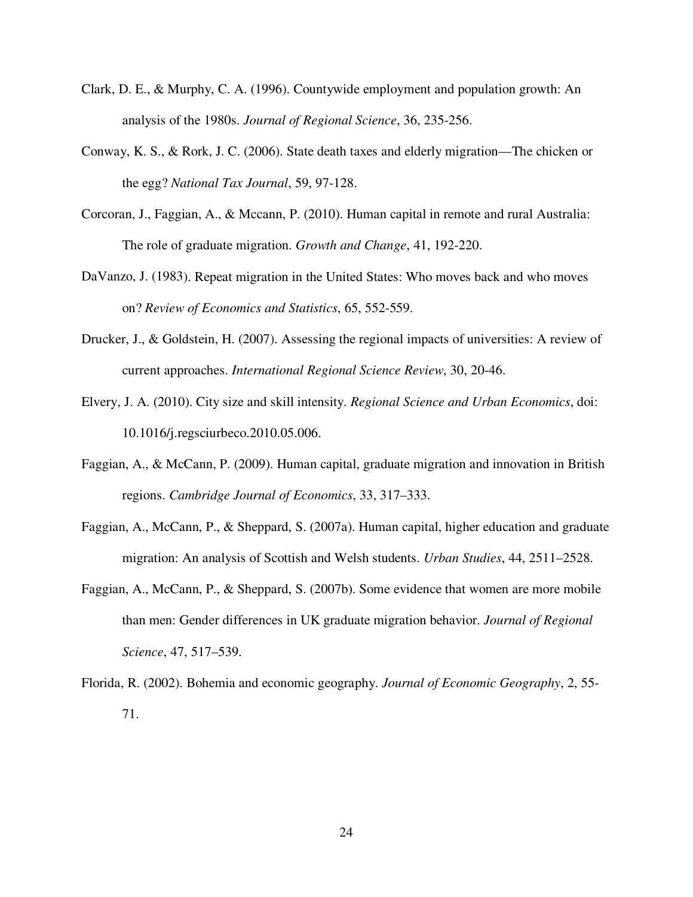Clark, D. E., & Murphy, C. A. (1996). Countywide employment and population growth: An analysis of the 1980s. *Journal of Regional Science*, 36, 235-256.

Conway, K. S., & Rork, J. C. (2006). State death taxes and elderly migration—The chicken or the egg? *National Tax Journal*, 59, 97-128.

Corcoran, J., Faggian, A., & Mccann, P. (2010). Human capital in remote and rural Australia: The role of graduate migration. *Growth and Change*, 41, 192-220.

DaVanzo, J. (1983). Repeat migration in the United States: Who moves back and who moves on? *Review of Economics and Statistics*, 65, 552-559.

Drucker, J., & Goldstein, H. (2007). Assessing the regional impacts of universities: A review of current approaches. *International Regional Science Review*, 30, 20-46.

Elvery, J. A. (2010). City size and skill intensity. *Regional Science and Urban Economics*, doi: 10.1016/j.regsciurbeco.2010.05.006.

Faggian, A., & McCann, P. (2009). Human capital, graduate migration and innovation in British regions. *Cambridge Journal of Economics*, 33, 317–333.

Faggian, A., McCann, P., & Sheppard, S. (2007a). Human capital, higher education and graduate migration: An analysis of Scottish and Welsh students. *Urban Studies*, 44, 2511–2528.

Faggian, A., McCann, P., & Sheppard, S. (2007b). Some evidence that women are more mobile than men: Gender differences in UK graduate migration behavior. *Journal of Regional Science*, 47, 517–539.

Florida, R. (2002). Bohemia and economic geography. *Journal of Economic Geography*, 2, 55-71.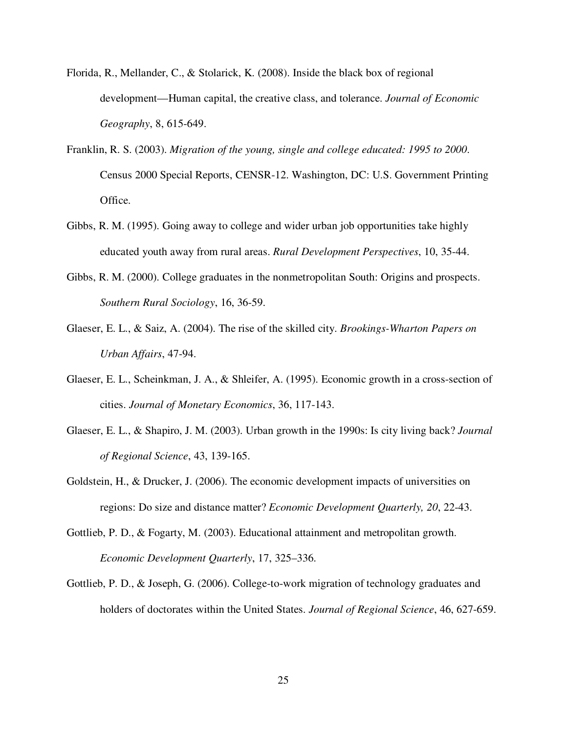Florida, R., Mellander, C., & Stolarick, K. (2008). Inside the black box of regional development—Human capital, the creative class, and tolerance. *Journal of Economic Geography*, 8, 615-649.

Franklin, R. S. (2003). *Migration of the young, single and college educated: 1995 to 2000*. Census 2000 Special Reports, CENSR-12. Washington, DC: U.S. Government Printing Office.

Gibbs, R. M. (1995). Going away to college and wider urban job opportunities take highly educated youth away from rural areas. *Rural Development Perspectives*, 10, 35-44.

Gibbs, R. M. (2000). College graduates in the nonmetropolitan South: Origins and prospects. *Southern Rural Sociology*, 16, 36-59.

Glaeser, E. L., & Saiz, A. (2004). The rise of the skilled city. *Brookings-Wharton Papers on Urban Affairs*, 47-94.

Glaeser, E. L., Scheinkman, J. A., & Shleifer, A. (1995). Economic growth in a cross-section of cities. *Journal of Monetary Economics*, 36, 117-143.

Glaeser, E. L., & Shapiro, J. M. (2003). Urban growth in the 1990s: Is city living back? *Journal of Regional Science*, 43, 139-165.

Goldstein, H., & Drucker, J. (2006). The economic development impacts of universities on regions: Do size and distance matter? *Economic Development Quarterly, 20*, 22-43.

Gottlieb, P. D., & Fogarty, M. (2003). Educational attainment and metropolitan growth. *Economic Development Quarterly*, 17, 325–336.

Gottlieb, P. D., & Joseph, G. (2006). College-to-work migration of technology graduates and holders of doctorates within the United States. *Journal of Regional Science*, 46, 627-659.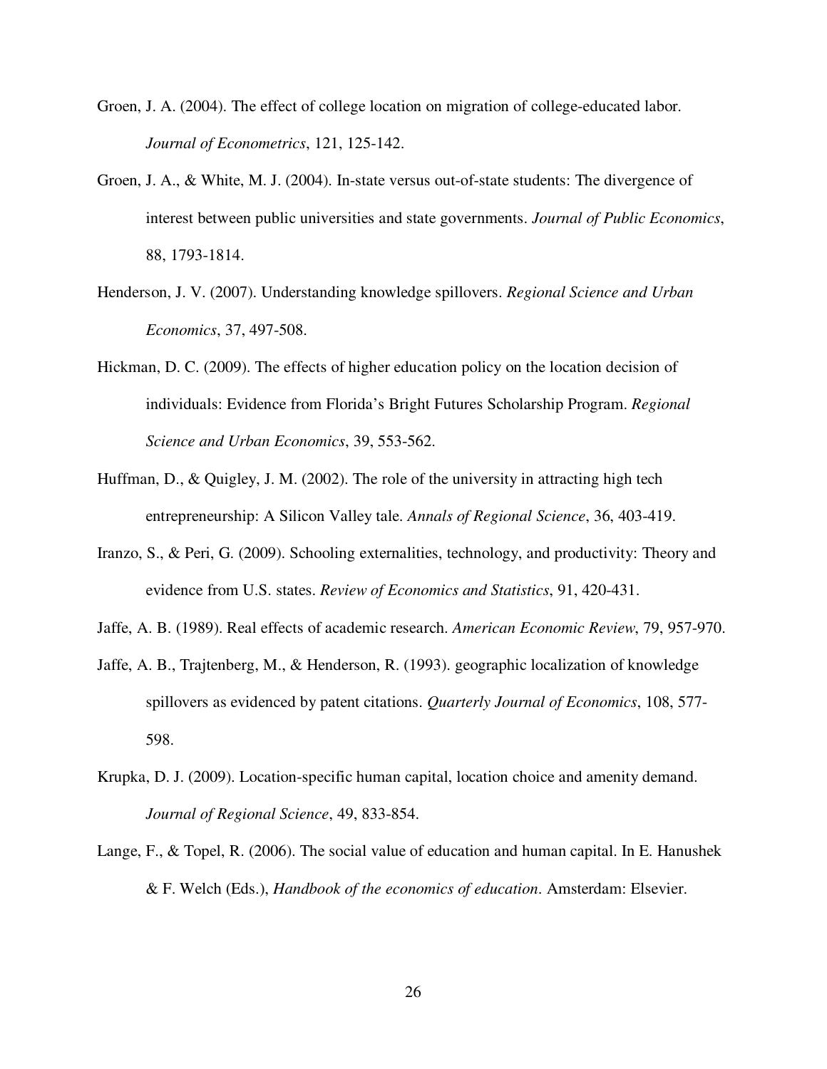Groen, J. A. (2004). The effect of college location on migration of college-educated labor. *Journal of Econometrics*, 121, 125-142.

Groen, J. A., & White, M. J. (2004). In-state versus out-of-state students: The divergence of interest between public universities and state governments. *Journal of Public Economics*, 88, 1793-1814.

Henderson, J. V. (2007). Understanding knowledge spillovers. *Regional Science and Urban Economics*, 37, 497-508.

Hickman, D. C. (2009). The effects of higher education policy on the location decision of individuals: Evidence from Florida's Bright Futures Scholarship Program. *Regional Science and Urban Economics*, 39, 553-562.

Huffman, D., & Quigley, J. M. (2002). The role of the university in attracting high tech entrepreneurship: A Silicon Valley tale. *Annals of Regional Science*, 36, 403-419.

Iranzo, S., & Peri, G. (2009). Schooling externalities, technology, and productivity: Theory and evidence from U.S. states. *Review of Economics and Statistics*, 91, 420-431.

Jaffe, A. B. (1989). Real effects of academic research. *American Economic Review*, 79, 957-970.

Jaffe, A. B., Trajtenberg, M., & Henderson, R. (1993). geographic localization of knowledge spillovers as evidenced by patent citations. *Quarterly Journal of Economics*, 108, 577-598.

Krupka, D. J. (2009). Location-specific human capital, location choice and amenity demand. *Journal of Regional Science*, 49, 833-854.

Lange, F., & Topel, R. (2006). The social value of education and human capital. In E. Hanushek & F. Welch (Eds.), *Handbook of the economics of education*. Amsterdam: Elsevier.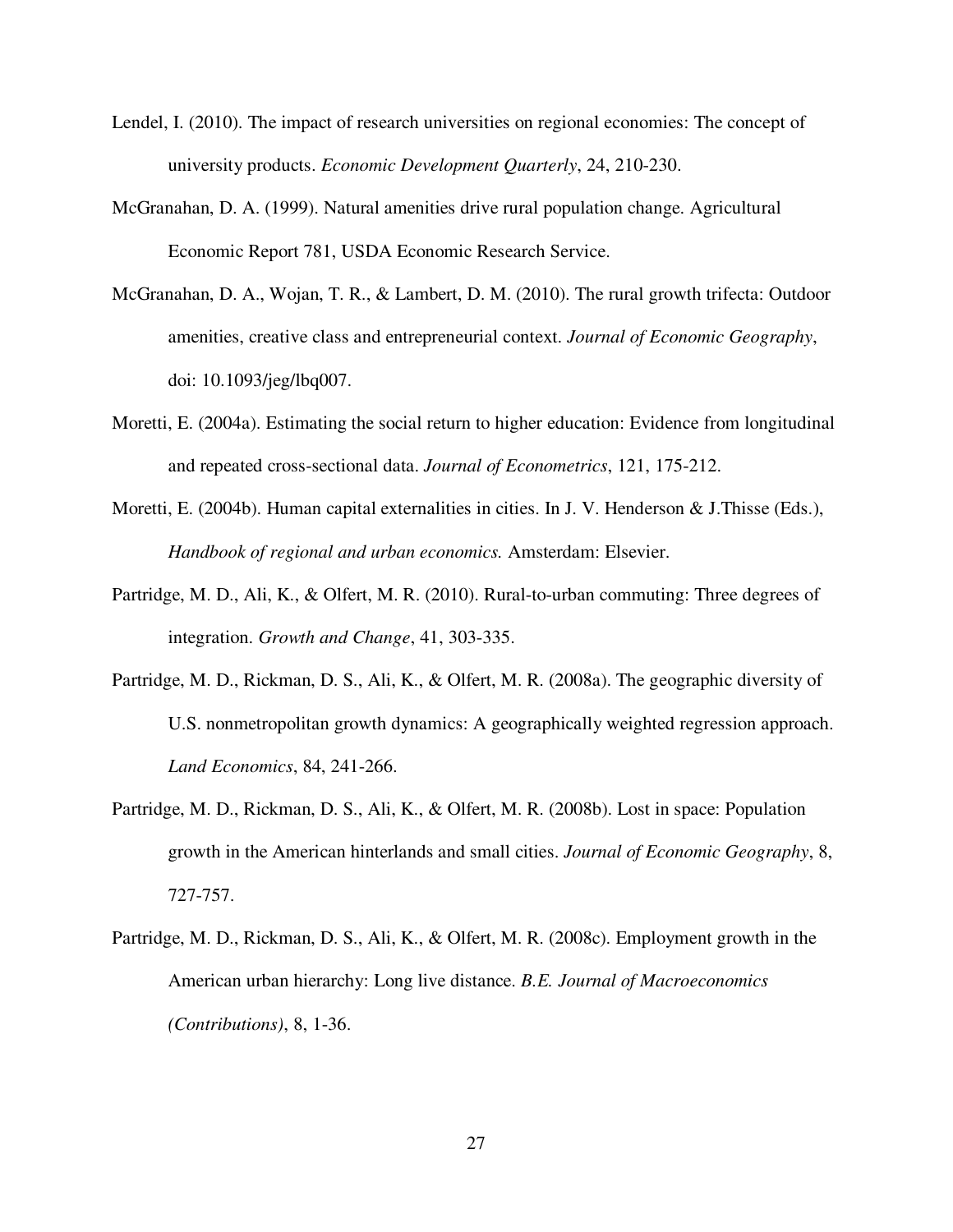Lendel, I. (2010). The impact of research universities on regional economies: The concept of university products. *Economic Development Quarterly*, 24, 210-230.

McGranahan, D. A. (1999). Natural amenities drive rural population change. Agricultural Economic Report 781, USDA Economic Research Service.

McGranahan, D. A., Wojan, T. R., & Lambert, D. M. (2010). The rural growth trifecta: Outdoor amenities, creative class and entrepreneurial context. *Journal of Economic Geography*, doi: 10.1093/jeg/lbq007.

Moretti, E. (2004a). Estimating the social return to higher education: Evidence from longitudinal and repeated cross-sectional data. *Journal of Econometrics*, 121, 175-212.

Moretti, E. (2004b). Human capital externalities in cities. In J. V. Henderson & J.Thisse (Eds.), *Handbook of regional and urban economics.* Amsterdam: Elsevier.

Partridge, M. D., Ali, K., & Olfert, M. R. (2010). Rural-to-urban commuting: Three degrees of integration. *Growth and Change*, 41, 303-335.

Partridge, M. D., Rickman, D. S., Ali, K., & Olfert, M. R. (2008a). The geographic diversity of U.S. nonmetropolitan growth dynamics: A geographically weighted regression approach. *Land Economics*, 84, 241-266.

Partridge, M. D., Rickman, D. S., Ali, K., & Olfert, M. R. (2008b). Lost in space: Population growth in the American hinterlands and small cities. *Journal of Economic Geography*, 8, 727-757.

Partridge, M. D., Rickman, D. S., Ali, K., & Olfert, M. R. (2008c). Employment growth in the American urban hierarchy: Long live distance. *B.E. Journal of Macroeconomics (Contributions)*, 8, 1-36.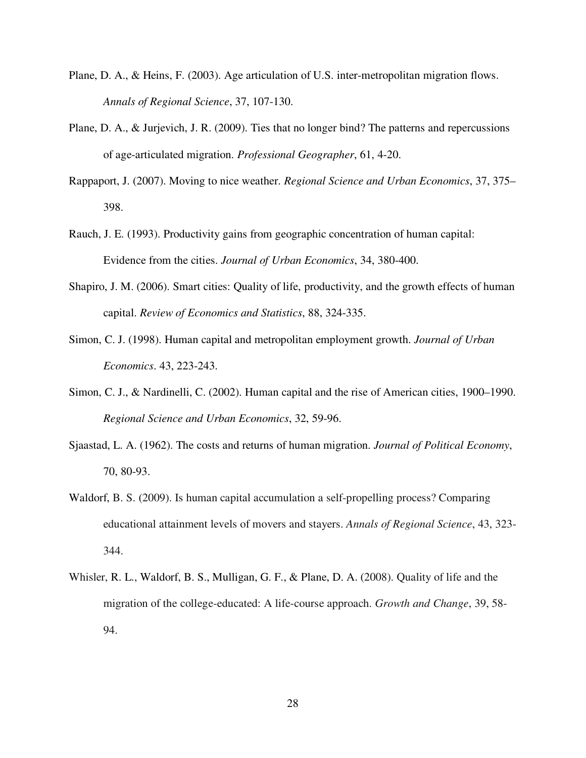Plane, D. A., & Heins, F. (2003). Age articulation of U.S. inter-metropolitan migration flows. *Annals of Regional Science*, 37, 107-130.

Plane, D. A., & Jurjevich, J. R. (2009). Ties that no longer bind? The patterns and repercussions of age-articulated migration. *Professional Geographer*, 61, 4-20.

Rappaport, J. (2007). Moving to nice weather. *Regional Science and Urban Economics*, 37, 375–398.

Rauch, J. E. (1993). Productivity gains from geographic concentration of human capital: Evidence from the cities. *Journal of Urban Economics*, 34, 380-400.

Shapiro, J. M. (2006). Smart cities: Quality of life, productivity, and the growth effects of human capital. *Review of Economics and Statistics*, 88, 324-335.

Simon, C. J. (1998). Human capital and metropolitan employment growth. *Journal of Urban Economics*. 43, 223-243.

Simon, C. J., & Nardinelli, C. (2002). Human capital and the rise of American cities, 1900–1990. *Regional Science and Urban Economics*, 32, 59-96.

Sjaastad, L. A. (1962). The costs and returns of human migration. *Journal of Political Economy*, 70, 80-93.

Waldorf, B. S. (2009). Is human capital accumulation a self-propelling process? Comparing educational attainment levels of movers and stayers. *Annals of Regional Science*, 43, 323-344.

Whisler, R. L., Waldorf, B. S., Mulligan, G. F., & Plane, D. A. (2008). Quality of life and the migration of the college-educated: A life-course approach. *Growth and Change*, 39, 58-94.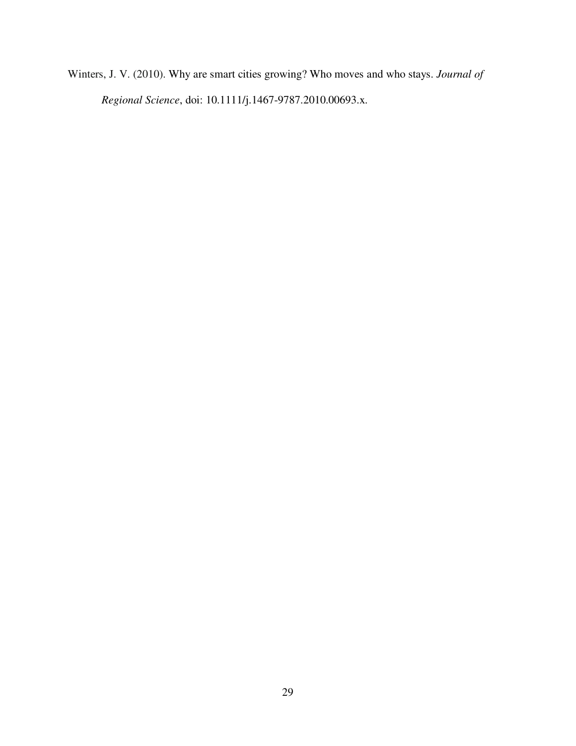Winters, J. V. (2010). Why are smart cities growing? Who moves and who stays. *Journal of Regional Science*, doi: 10.1111/j.1467-9787.2010.00693.x.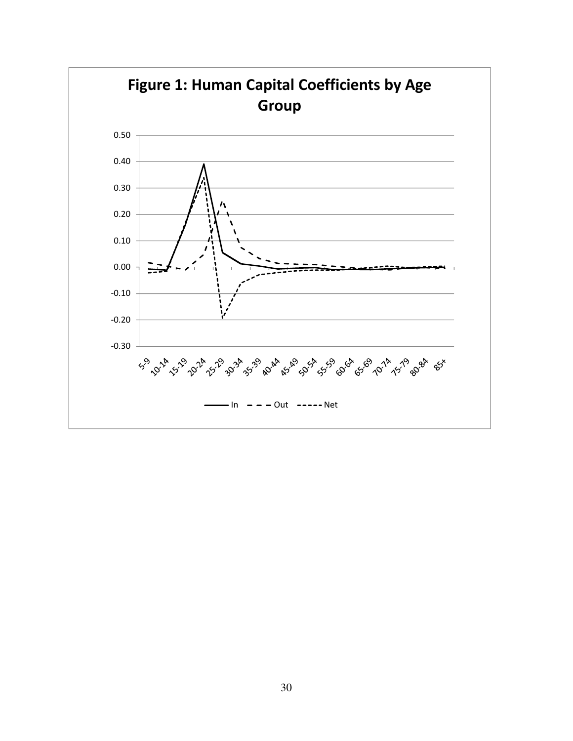**Figure 1: Human Capital Coefficients by Age Group**

0.50
0.40
0.30
0.20
0.10
0.00
-0.10
-0.20
-0.30

5-9, 10-14, 15-19, 20-24, 25-29, 30-34, 35-39, 40-44, 45-49, 50-54, 55-59, 60-64, 65-69, 70-74, 75-79, 80-84, 85+

In — Out — Net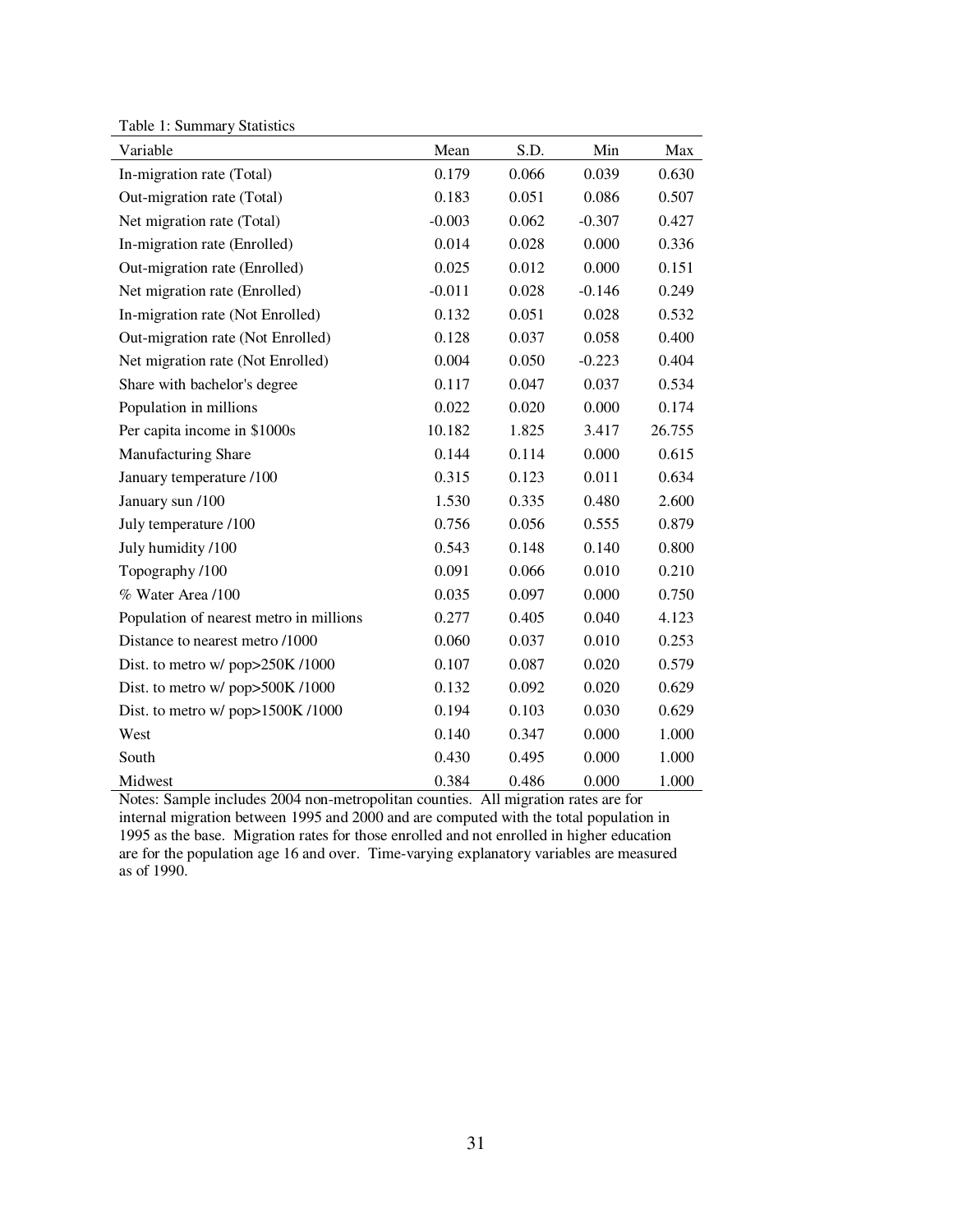Table 1: Summary Statistics

| Variable | Mean | S.D. | Min | Max |
|---|---|---|---|---|
| In-migration rate (Total) | 0.179 | 0.066 | 0.039 | 0.630 |
| Out-migration rate (Total) | 0.183 | 0.051 | 0.086 | 0.507 |
| Net migration rate (Total) | -0.003 | 0.062 | -0.307 | 0.427 |
| In-migration rate (Enrolled) | 0.014 | 0.028 | 0.000 | 0.336 |
| Out-migration rate (Enrolled) | 0.025 | 0.012 | 0.000 | 0.151 |
| Net migration rate (Enrolled) | -0.011 | 0.028 | -0.146 | 0.249 |
| In-migration rate (Not Enrolled) | 0.132 | 0.051 | 0.028 | 0.532 |
| Out-migration rate (Not Enrolled) | 0.128 | 0.037 | 0.058 | 0.400 |
| Net migration rate (Not Enrolled) | 0.004 | 0.050 | -0.223 | 0.404 |
| Share with bachelor's degree | 0.117 | 0.047 | 0.037 | 0.534 |
| Population in millions | 0.022 | 0.020 | 0.000 | 0.174 |
| Per capita income in $1000s | 10.182 | 1.825 | 3.417 | 26.755 |
| Manufacturing Share | 0.144 | 0.114 | 0.000 | 0.615 |
| January temperature /100 | 0.315 | 0.123 | 0.011 | 0.634 |
| January sun /100 | 1.530 | 0.335 | 0.480 | 2.600 |
| July temperature /100 | 0.756 | 0.056 | 0.555 | 0.879 |
| July humidity /100 | 0.543 | 0.148 | 0.140 | 0.800 |
| Topography /100 | 0.091 | 0.066 | 0.010 | 0.210 |
| % Water Area /100 | 0.035 | 0.097 | 0.000 | 0.750 |
| Population of nearest metro in millions | 0.277 | 0.405 | 0.040 | 4.123 |
| Distance to nearest metro /1000 | 0.060 | 0.037 | 0.010 | 0.253 |
| Dist. to metro w/ pop>250K /1000 | 0.107 | 0.087 | 0.020 | 0.579 |
| Dist. to metro w/ pop>500K /1000 | 0.132 | 0.092 | 0.020 | 0.629 |
| Dist. to metro w/ pop>1500K /1000 | 0.194 | 0.103 | 0.030 | 0.629 |
| West | 0.140 | 0.347 | 0.000 | 1.000 |
| South | 0.430 | 0.495 | 0.000 | 1.000 |
| Midwest | 0.384 | 0.486 | 0.000 | 1.000 |

Notes: Sample includes 2004 non-metropolitan counties. All migration rates are for internal migration between 1995 and 2000 and are computed with the total population in 1995 as the base. Migration rates for those enrolled and not enrolled in higher education are for the population age 16 and over. Time-varying explanatory variables are measured as of 1990.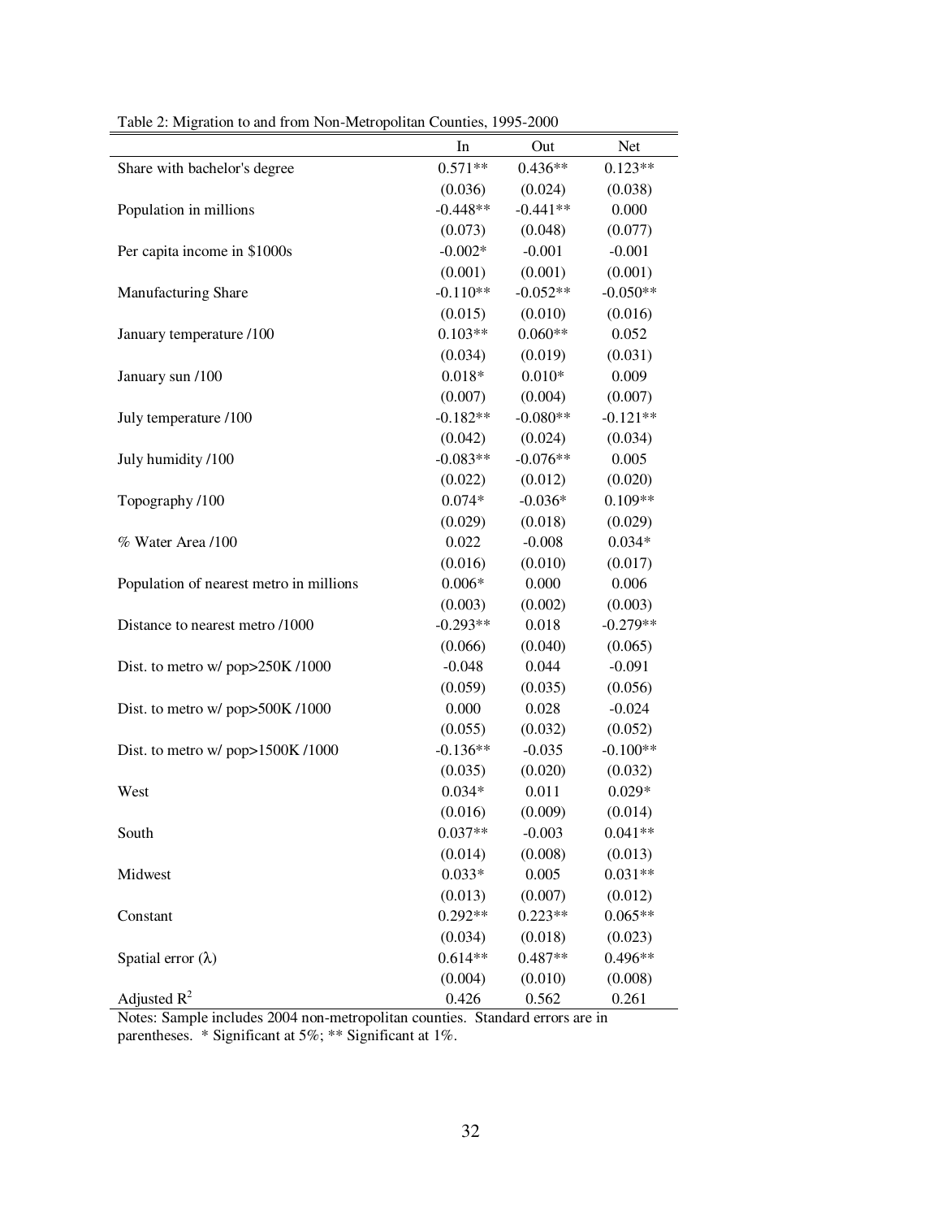Table 2: Migration to and from Non-Metropolitan Counties, 1995-2000

| | In | Out | Net |
|---|---|---|---|
| Share with bachelor's degree | 0.571** | 0.436** | 0.123** |
| | (0.036) | (0.024) | (0.038) |
| Population in millions | -0.448** | -0.441** | 0.000 |
| | (0.073) | (0.048) | (0.077) |
| Per capita income in $1000s | -0.002* | -0.001 | -0.001 |
| | (0.001) | (0.001) | (0.001) |
| Manufacturing Share | -0.110** | -0.052** | -0.050** |
| | (0.015) | (0.010) | (0.016) |
| January temperature /100 | 0.103** | 0.060** | 0.052 |
| | (0.034) | (0.019) | (0.031) |
| January sun /100 | 0.018* | 0.010* | 0.009 |
| | (0.007) | (0.004) | (0.007) |
| July temperature /100 | -0.182** | -0.080** | -0.121** |
| | (0.042) | (0.024) | (0.034) |
| July humidity /100 | -0.083** | -0.076** | 0.005 |
| | (0.022) | (0.012) | (0.020) |
| Topography /100 | 0.074* | -0.036* | 0.109** |
| | (0.029) | (0.018) | (0.029) |
| % Water Area /100 | 0.022 | -0.008 | 0.034* |
| | (0.016) | (0.010) | (0.017) |
| Population of nearest metro in millions | 0.006* | 0.000 | 0.006 |
| | (0.003) | (0.002) | (0.003) |
| Distance to nearest metro /1000 | -0.293** | 0.018 | -0.279** |
| | (0.066) | (0.040) | (0.065) |
| Dist. to metro w/ pop>250K /1000 | -0.048 | 0.044 | -0.091 |
| | (0.059) | (0.035) | (0.056) |
| Dist. to metro w/ pop>500K /1000 | 0.000 | 0.028 | -0.024 |
| | (0.055) | (0.032) | (0.052) |
| Dist. to metro w/ pop>1500K /1000 | -0.136** | -0.035 | -0.100** |
| | (0.035) | (0.020) | (0.032) |
| West | 0.034* | 0.011 | 0.029* |
| | (0.016) | (0.009) | (0.014) |
| South | 0.037** | -0.003 | 0.041** |
| | (0.014) | (0.008) | (0.013) |
| Midwest | 0.033* | 0.005 | 0.031** |
| | (0.013) | (0.007) | (0.012) |
| Constant | 0.292** | 0.223** | 0.065** |
| | (0.034) | (0.018) | (0.023) |
| Spatial error ($\lambda$) | 0.614** | 0.487** | 0.496** |
| | (0.004) | (0.010) | (0.008) |
| Adjusted $R^2$ | 0.426 | 0.562 | 0.261 |

Notes: Sample includes 2004 non-metropolitan counties. Standard errors are in parentheses. * Significant at 5%; ** Significant at 1%.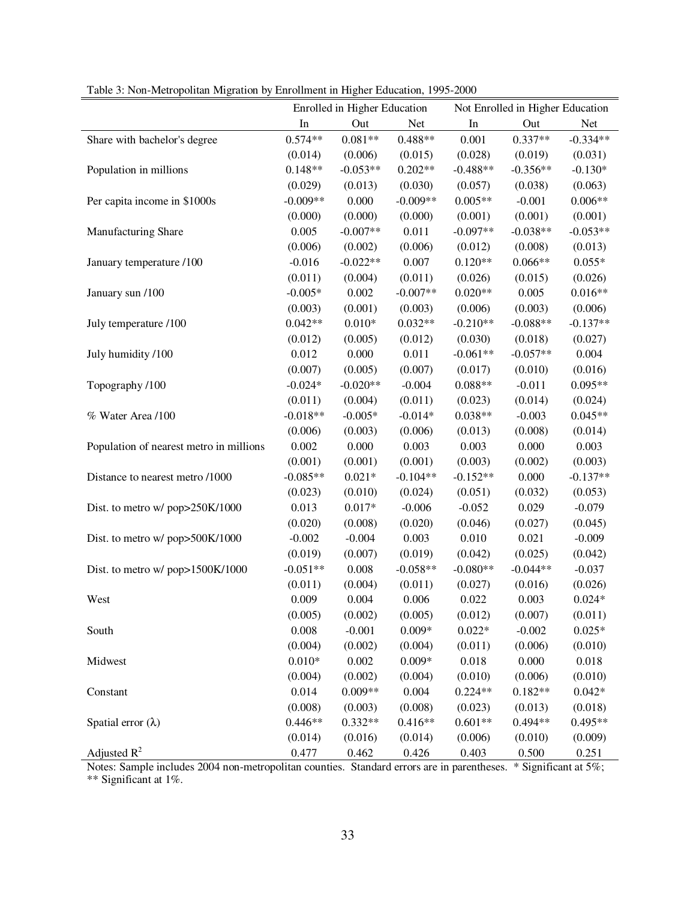Table 3: Non-Metropolitan Migration by Enrollment in Higher Education, 1995-2000

| | Enrolled in Higher Education | | | Not Enrolled in Higher Education | | |
|---|---|---|---|---|---|---|
| | In | Out | Net | In | Out | Net |
| Share with bachelor's degree | 0.574** | 0.081** | 0.488** | 0.001 | 0.337** | -0.334** |
| | (0.014) | (0.006) | (0.015) | (0.028) | (0.019) | (0.031) |
| Population in millions | 0.148** | -0.053** | 0.202** | -0.488** | -0.356** | -0.130* |
| | (0.029) | (0.013) | (0.030) | (0.057) | (0.038) | (0.063) |
| Per capita income in $1000s | -0.009** | 0.000 | -0.009** | 0.005** | -0.001 | 0.006** |
| | (0.000) | (0.000) | (0.000) | (0.001) | (0.001) | (0.001) |
| Manufacturing Share | 0.005 | -0.007** | 0.011 | -0.097** | -0.038** | -0.053** |
| | (0.006) | (0.002) | (0.006) | (0.012) | (0.008) | (0.013) |
| January temperature /100 | -0.016 | -0.022** | 0.007 | 0.120** | 0.066** | 0.055* |
| | (0.011) | (0.004) | (0.011) | (0.026) | (0.015) | (0.026) |
| January sun /100 | -0.005* | 0.002 | -0.007** | 0.020** | 0.005 | 0.016** |
| | (0.003) | (0.001) | (0.003) | (0.006) | (0.003) | (0.006) |
| July temperature /100 | 0.042** | 0.010* | 0.032** | -0.210** | -0.088** | -0.137** |
| | (0.012) | (0.005) | (0.012) | (0.030) | (0.018) | (0.027) |
| July humidity /100 | 0.012 | 0.000 | 0.011 | -0.061** | -0.057** | 0.004 |
| | (0.007) | (0.005) | (0.007) | (0.017) | (0.010) | (0.016) |
| Topography /100 | -0.024* | -0.020** | -0.004 | 0.088** | -0.011 | 0.095** |
| | (0.011) | (0.004) | (0.011) | (0.023) | (0.014) | (0.024) |
| % Water Area /100 | -0.018** | -0.005* | -0.014* | 0.038** | -0.003 | 0.045** |
| | (0.006) | (0.003) | (0.006) | (0.013) | (0.008) | (0.014) |
| Population of nearest metro in millions | 0.002 | 0.000 | 0.003 | 0.003 | 0.000 | 0.003 |
| | (0.001) | (0.001) | (0.001) | (0.003) | (0.002) | (0.003) |
| Distance to nearest metro /1000 | -0.085** | 0.021* | -0.104** | -0.152** | 0.000 | -0.137** |
| | (0.023) | (0.010) | (0.024) | (0.051) | (0.032) | (0.053) |
| Dist. to metro w/ pop>250K/1000 | 0.013 | 0.017* | -0.006 | -0.052 | 0.029 | -0.079 |
| | (0.020) | (0.008) | (0.020) | (0.046) | (0.027) | (0.045) |
| Dist. to metro w/ pop>500K/1000 | -0.002 | -0.004 | 0.003 | 0.010 | 0.021 | -0.009 |
| | (0.019) | (0.007) | (0.019) | (0.042) | (0.025) | (0.042) |
| Dist. to metro w/ pop>1500K/1000 | -0.051** | 0.008 | -0.058** | -0.080** | -0.044** | -0.037 |
| | (0.011) | (0.004) | (0.011) | (0.027) | (0.016) | (0.026) |
| West | 0.009 | 0.004 | 0.006 | 0.022 | 0.003 | 0.024* |
| | (0.005) | (0.002) | (0.005) | (0.012) | (0.007) | (0.011) |
| South | 0.008 | -0.001 | 0.009* | 0.022* | -0.002 | 0.025* |
| | (0.004) | (0.002) | (0.004) | (0.011) | (0.006) | (0.010) |
| Midwest | 0.010* | 0.002 | 0.009* | 0.018 | 0.000 | 0.018 |
| | (0.004) | (0.002) | (0.004) | (0.010) | (0.006) | (0.010) |
| Constant | 0.014 | 0.009** | 0.004 | 0.224** | 0.182** | 0.042* |
| | (0.008) | (0.003) | (0.008) | (0.023) | (0.013) | (0.018) |
| Spatial error ($\lambda$) | 0.446** | 0.332** | 0.416** | 0.601** | 0.494** | 0.495** |
| | (0.014) | (0.016) | (0.014) | (0.006) | (0.010) | (0.009) |
| Adjusted $R^2$ | 0.477 | 0.462 | 0.426 | 0.403 | 0.500 | 0.251 |

Notes: Sample includes 2004 non-metropolitan counties. Standard errors are in parentheses. * Significant at 5%; ** Significant at 1%.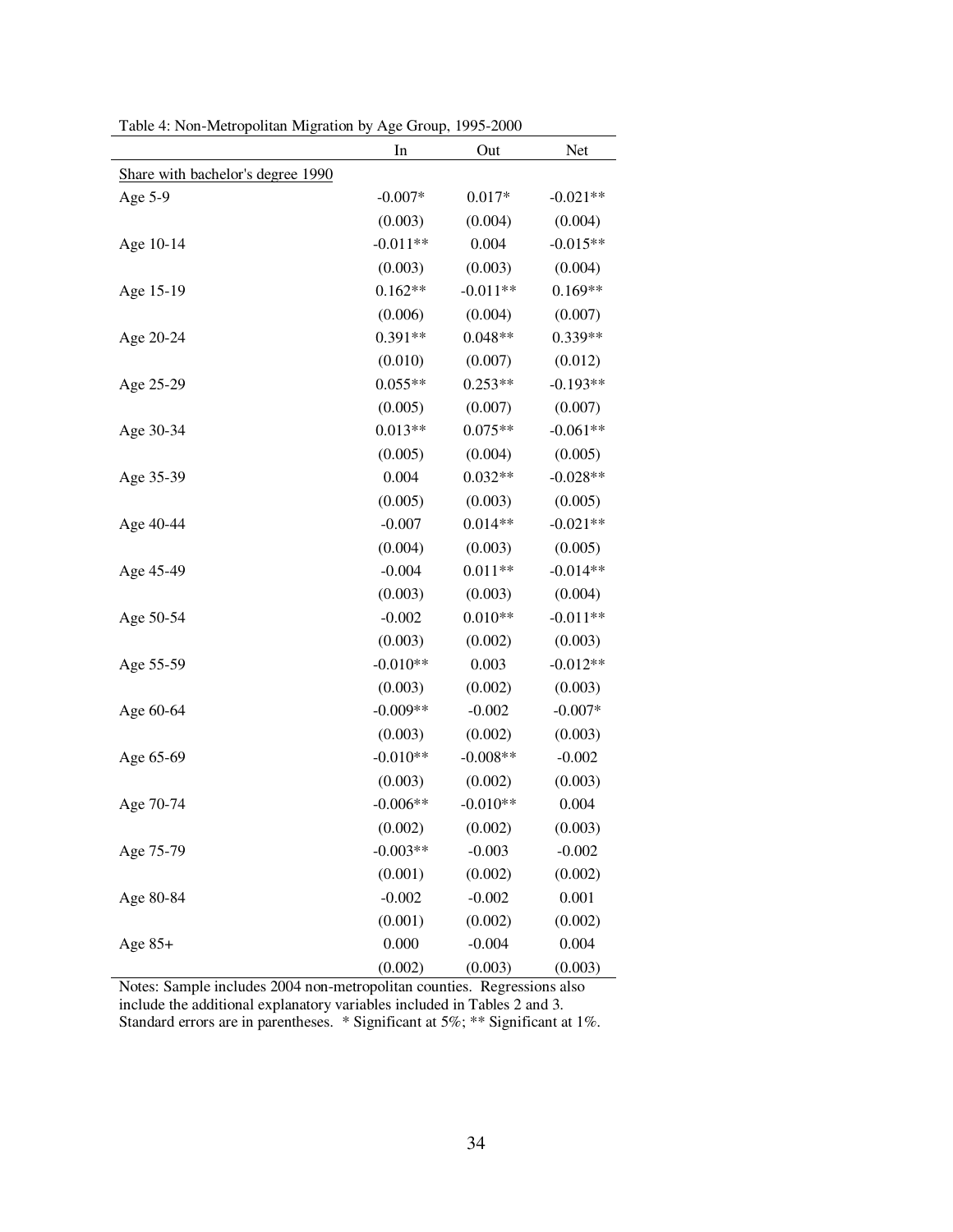Table 4: Non-Metropolitan Migration by Age Group, 1995-2000

| | In | Out | Net |
|---|---|---|---|
| Share with bachelor's degree 1990 | | | |
| Age 5-9 | -0.007* | 0.017* | -0.021** |
| | (0.003) | (0.004) | (0.004) |
| Age 10-14 | -0.011** | 0.004 | -0.015** |
| | (0.003) | (0.003) | (0.004) |
| Age 15-19 | 0.162** | -0.011** | 0.169** |
| | (0.006) | (0.004) | (0.007) |
| Age 20-24 | 0.391** | 0.048** | 0.339** |
| | (0.010) | (0.007) | (0.012) |
| Age 25-29 | 0.055** | 0.253** | -0.193** |
| | (0.005) | (0.007) | (0.007) |
| Age 30-34 | 0.013** | 0.075** | -0.061** |
| | (0.005) | (0.004) | (0.005) |
| Age 35-39 | 0.004 | 0.032** | -0.028** |
| | (0.005) | (0.003) | (0.005) |
| Age 40-44 | -0.007 | 0.014** | -0.021** |
| | (0.004) | (0.003) | (0.005) |
| Age 45-49 | -0.004 | 0.011** | -0.014** |
| | (0.003) | (0.003) | (0.004) |
| Age 50-54 | -0.002 | 0.010** | -0.011** |
| | (0.003) | (0.002) | (0.003) |
| Age 55-59 | -0.010** | 0.003 | -0.012** |
| | (0.003) | (0.002) | (0.003) |
| Age 60-64 | -0.009** | -0.002 | -0.007* |
| | (0.003) | (0.002) | (0.003) |
| Age 65-69 | -0.010** | -0.008** | -0.002 |
| | (0.003) | (0.002) | (0.003) |
| Age 70-74 | -0.006** | -0.010** | 0.004 |
| | (0.002) | (0.002) | (0.003) |
| Age 75-79 | -0.003** | -0.003 | -0.002 |
| | (0.001) | (0.002) | (0.002) |
| Age 80-84 | -0.002 | -0.002 | 0.001 |
| | (0.001) | (0.002) | (0.002) |
| Age 85+ | 0.000 | -0.004 | 0.004 |
| | (0.002) | (0.003) | (0.003) |

Notes: Sample includes 2004 non-metropolitan counties. Regressions also include the additional explanatory variables included in Tables 2 and 3. Standard errors are in parentheses. * Significant at 5%; ** Significant at 1%.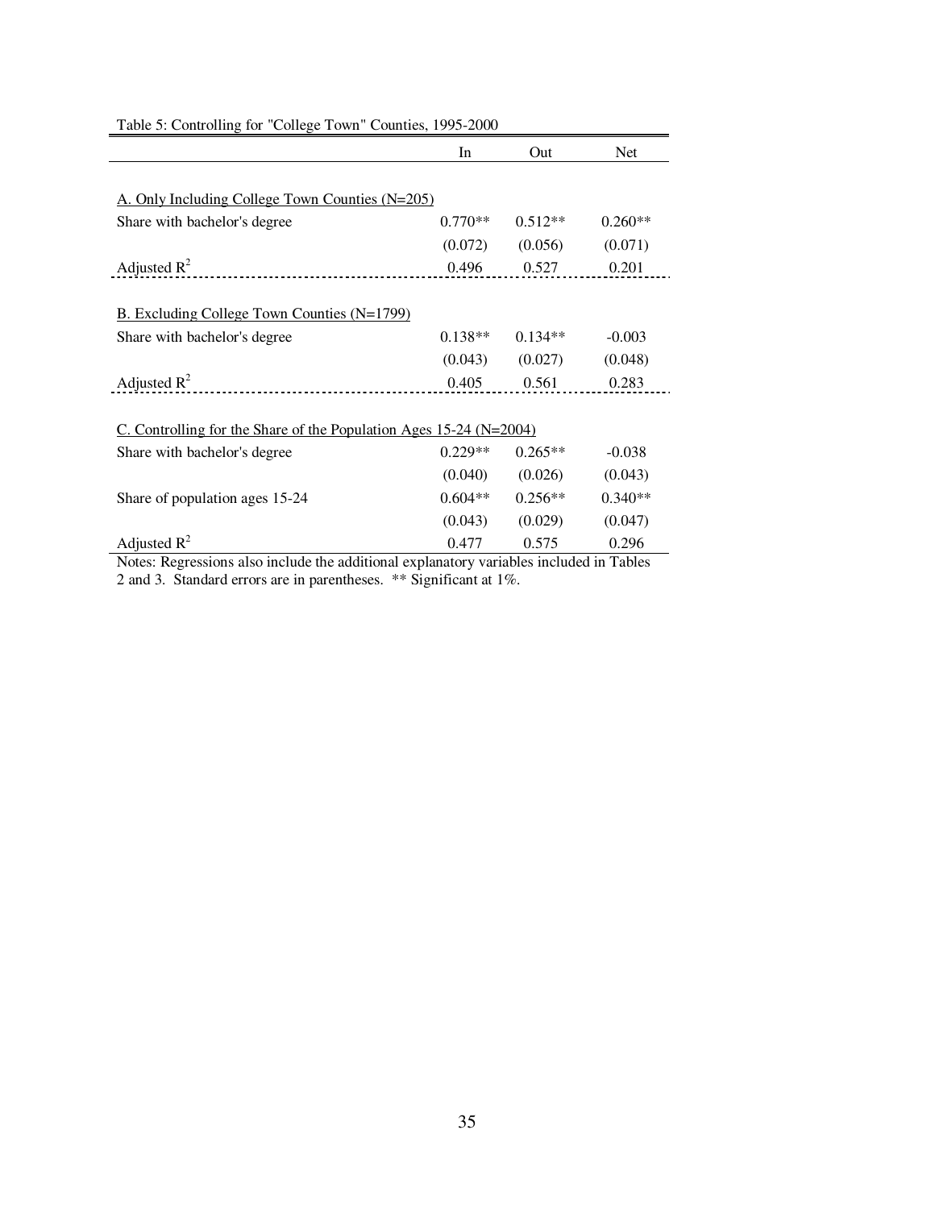Table 5: Controlling for "College Town" Counties, 1995-2000

| | In | Out | Net |
|---|---|---|---|
| A. Only Including College Town Counties (N=205) | | | |
| Share with bachelor's degree | 0.770** | 0.512** | 0.260** |
| | (0.072) | (0.056) | (0.071) |
| Adjusted $R^2$ | 0.496 | 0.527 | 0.201 |
| B. Excluding College Town Counties (N=1799) | | | |
| Share with bachelor's degree | 0.138** | 0.134** | -0.003 |
| | (0.043) | (0.027) | (0.048) |
| Adjusted $R^2$ | 0.405 | 0.561 | 0.283 |
| C. Controlling for the Share of the Population Ages 15-24 (N=2004) | | | |
| Share with bachelor's degree | 0.229** | 0.265** | -0.038 |
| | (0.040) | (0.026) | (0.043) |
| Share of population ages 15-24 | 0.604** | 0.256** | 0.340** |
| | (0.043) | (0.029) | (0.047) |
| Adjusted $R^2$ | 0.477 | 0.575 | 0.296 |

Notes: Regressions also include the additional explanatory variables included in Tables 2 and 3. Standard errors are in parentheses. ** Significant at 1%.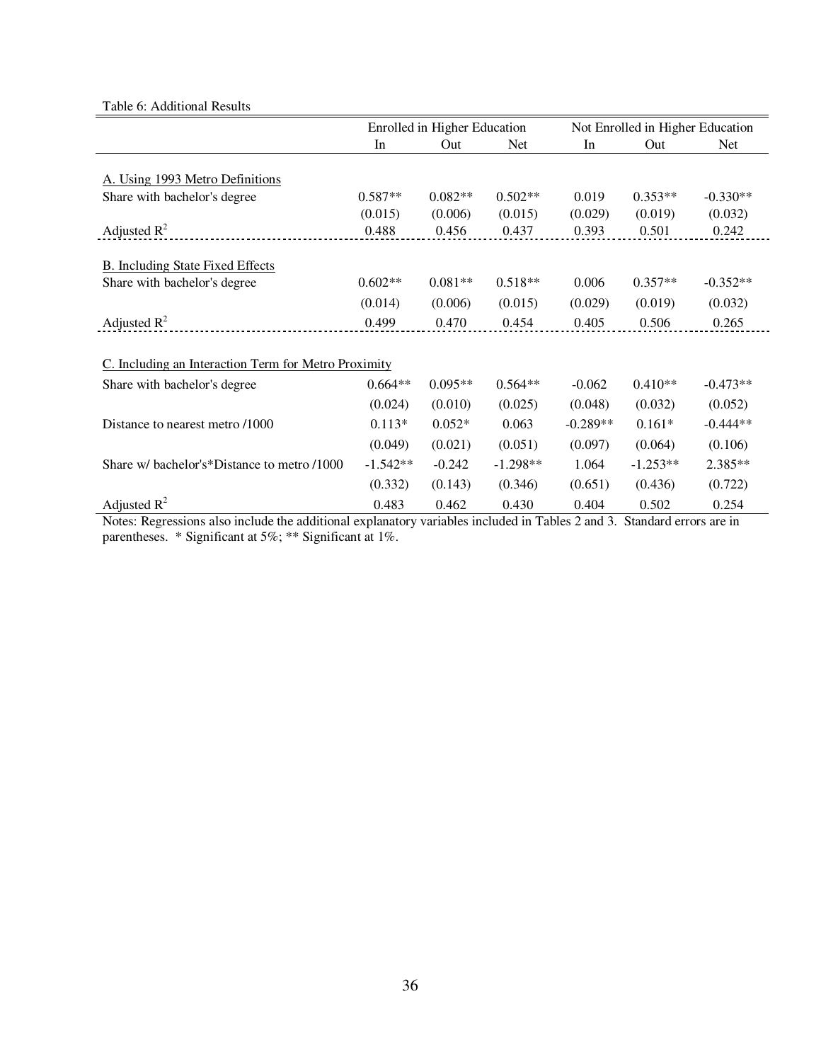Table 6: Additional Results

| | Enrolled in Higher Education | | | Not Enrolled in Higher Education | | |
|---|---|---|---|---|---|---|
| | In | Out | Net | In | Out | Net |
| A. Using 1993 Metro Definitions | | | | | | |
| Share with bachelor's degree | 0.587** | 0.082** | 0.502** | 0.019 | 0.353** | -0.330** |
| | (0.015) | (0.006) | (0.015) | (0.029) | (0.019) | (0.032) |
| Adjusted $R^2$ | 0.488 | 0.456 | 0.437 | 0.393 | 0.501 | 0.242 |
| B. Including State Fixed Effects | | | | | | |
| Share with bachelor's degree | 0.602** | 0.081** | 0.518** | 0.006 | 0.357** | -0.352** |
| | (0.014) | (0.006) | (0.015) | (0.029) | (0.019) | (0.032) |
| Adjusted $R^2$ | 0.499 | 0.470 | 0.454 | 0.405 | 0.506 | 0.265 |
| C. Including an Interaction Term for Metro Proximity | | | | | | |
| Share with bachelor's degree | 0.664** | 0.095** | 0.564** | -0.062 | 0.410** | -0.473** |
| | (0.024) | (0.010) | (0.025) | (0.048) | (0.032) | (0.052) |
| Distance to nearest metro /1000 | 0.113* | 0.052* | 0.063 | -0.289** | 0.161* | -0.444** |
| | (0.049) | (0.021) | (0.051) | (0.097) | (0.064) | (0.106) |
| Share w/ bachelor's*Distance to metro /1000 | -1.542** | -0.242 | -1.298** | 1.064 | -1.253** | 2.385** |
| | (0.332) | (0.143) | (0.346) | (0.651) | (0.436) | (0.722) |
| Adjusted $R^2$ | 0.483 | 0.462 | 0.430 | 0.404 | 0.502 | 0.254 |

Notes: Regressions also include the additional explanatory variables included in Tables 2 and 3. Standard errors are in parentheses. * Significant at 5%; ** Significant at 1%.